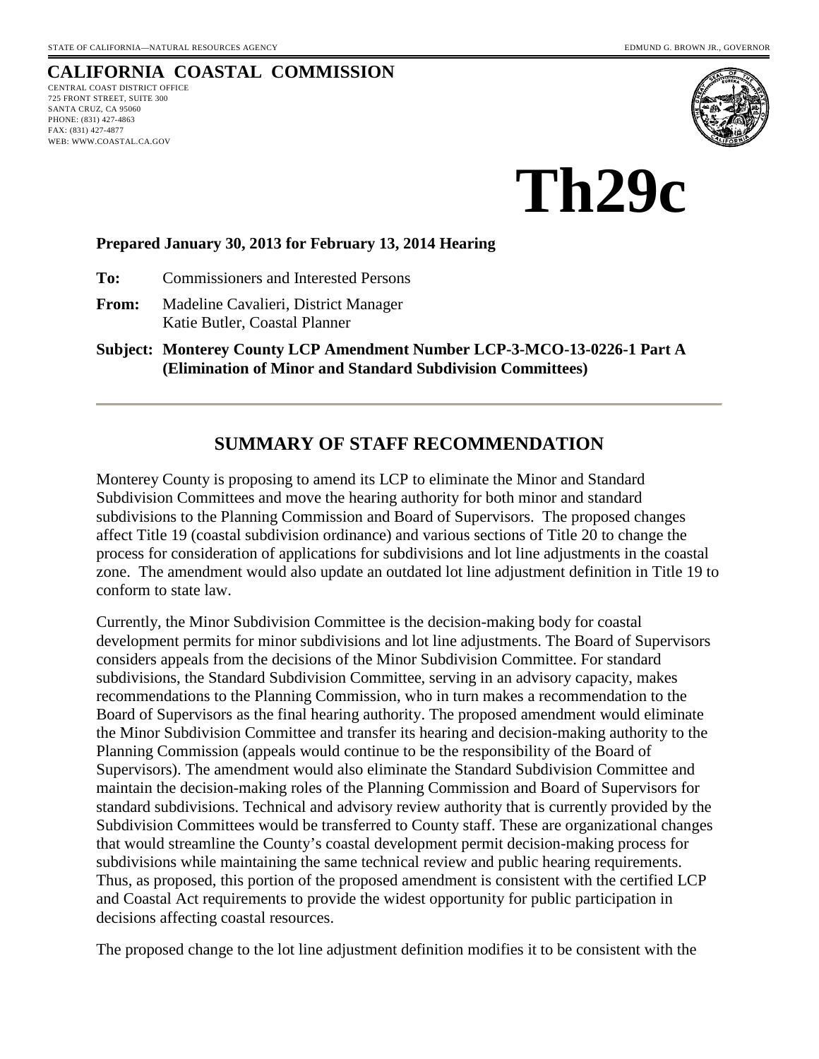STATE OF CALIFORNIA—NATURAL RESOURCES AGENCY

EDMUND G. BROWN JR., GOVERNOR

# CALIFORNIA COASTAL COMMISSION

CENTRAL COAST DISTRICT OFFICE
725 FRONT STREET, SUITE 300
SANTA CRUZ, CA 95060
PHONE: (831) 427-4863
FAX: (831) 427-4877
WEB: WWW.COASTAL.CA.GOV

# Th29c

**Prepared January 30, 2013 for February 13, 2014 Hearing**

**To:** Commissioners and Interested Persons

**From:** Madeline Cavalieri, District Manager
Katie Butler, Coastal Planner

**Subject: Monterey County LCP Amendment Number LCP-3-MCO-13-0226-1 Part A (Elimination of Minor and Standard Subdivision Committees)**

## SUMMARY OF STAFF RECOMMENDATION

Monterey County is proposing to amend its LCP to eliminate the Minor and Standard Subdivision Committees and move the hearing authority for both minor and standard subdivisions to the Planning Commission and Board of Supervisors. The proposed changes affect Title 19 (coastal subdivision ordinance) and various sections of Title 20 to change the process for consideration of applications for subdivisions and lot line adjustments in the coastal zone. The amendment would also update an outdated lot line adjustment definition in Title 19 to conform to state law.

Currently, the Minor Subdivision Committee is the decision-making body for coastal development permits for minor subdivisions and lot line adjustments. The Board of Supervisors considers appeals from the decisions of the Minor Subdivision Committee. For standard subdivisions, the Standard Subdivision Committee, serving in an advisory capacity, makes recommendations to the Planning Commission, who in turn makes a recommendation to the Board of Supervisors as the final hearing authority. The proposed amendment would eliminate the Minor Subdivision Committee and transfer its hearing and decision-making authority to the Planning Commission (appeals would continue to be the responsibility of the Board of Supervisors). The amendment would also eliminate the Standard Subdivision Committee and maintain the decision-making roles of the Planning Commission and Board of Supervisors for standard subdivisions. Technical and advisory review authority that is currently provided by the Subdivision Committees would be transferred to County staff. These are organizational changes that would streamline the County's coastal development permit decision-making process for subdivisions while maintaining the same technical review and public hearing requirements. Thus, as proposed, this portion of the proposed amendment is consistent with the certified LCP and Coastal Act requirements to provide the widest opportunity for public participation in decisions affecting coastal resources.

The proposed change to the lot line adjustment definition modifies it to be consistent with the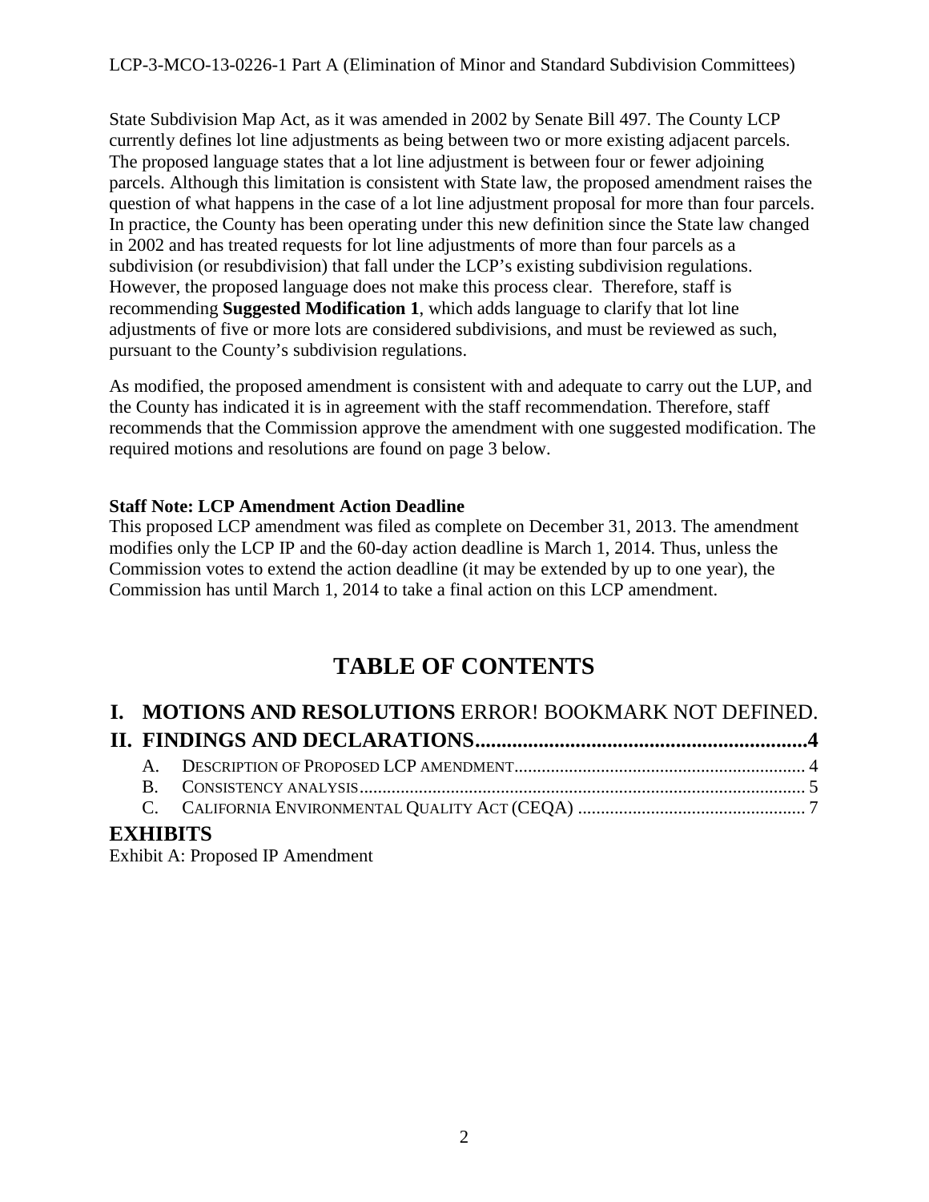State Subdivision Map Act, as it was amended in 2002 by Senate Bill 497. The County LCP currently defines lot line adjustments as being between two or more existing adjacent parcels. The proposed language states that a lot line adjustment is between four or fewer adjoining parcels. Although this limitation is consistent with State law, the proposed amendment raises the question of what happens in the case of a lot line adjustment proposal for more than four parcels. In practice, the County has been operating under this new definition since the State law changed in 2002 and has treated requests for lot line adjustments of more than four parcels as a subdivision (or resubdivision) that fall under the LCP's existing subdivision regulations. However, the proposed language does not make this process clear. Therefore, staff is recommending **Suggested Modification 1**, which adds language to clarify that lot line adjustments of five or more lots are considered subdivisions, and must be reviewed as such, pursuant to the County's subdivision regulations.

As modified, the proposed amendment is consistent with and adequate to carry out the LUP, and the County has indicated it is in agreement with the staff recommendation. Therefore, staff recommends that the Commission approve the amendment with one suggested modification. The required motions and resolutions are found on page 3 below.

**Staff Note: LCP Amendment Action Deadline**
This proposed LCP amendment was filed as complete on December 31, 2013. The amendment modifies only the LCP IP and the 60-day action deadline is March 1, 2014. Thus, unless the Commission votes to extend the action deadline (it may be extended by up to one year), the Commission has until March 1, 2014 to take a final action on this LCP amendment.

# TABLE OF CONTENTS

**I. MOTIONS AND RESOLUTIONS** ERROR! BOOKMARK NOT DEFINED.

**II. FINDINGS AND DECLARATIONS....................................................4**

- A. DESCRIPTION OF PROPOSED LCP AMENDMENT.................................................... 4
- B. CONSISTENCY ANALYSIS.................................................................................... 5
- C. CALIFORNIA ENVIRONMENTAL QUALITY ACT (CEQA) .................................... 7

**EXHIBITS**

Exhibit A: Proposed IP Amendment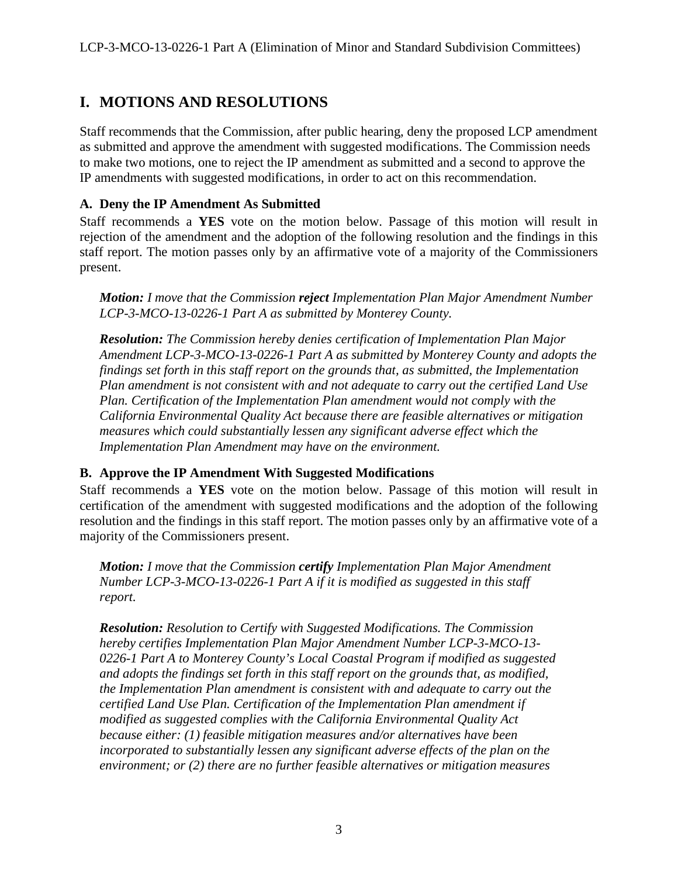# I. MOTIONS AND RESOLUTIONS

Staff recommends that the Commission, after public hearing, deny the proposed LCP amendment as submitted and approve the amendment with suggested modifications. The Commission needs to make two motions, one to reject the IP amendment as submitted and a second to approve the IP amendments with suggested modifications, in order to act on this recommendation.

### A. Deny the IP Amendment As Submitted

Staff recommends a **YES** vote on the motion below. Passage of this motion will result in rejection of the amendment and the adoption of the following resolution and the findings in this staff report. The motion passes only by an affirmative vote of a majority of the Commissioners present.

> ***Motion:*** *I move that the Commission* ***reject*** *Implementation Plan Major Amendment Number LCP-3-MCO-13-0226-1 Part A as submitted by Monterey County.*
>
> ***Resolution:*** *The Commission hereby denies certification of Implementation Plan Major Amendment LCP-3-MCO-13-0226-1 Part A as submitted by Monterey County and adopts the findings set forth in this staff report on the grounds that, as submitted, the Implementation Plan amendment is not consistent with and not adequate to carry out the certified Land Use Plan. Certification of the Implementation Plan amendment would not comply with the California Environmental Quality Act because there are feasible alternatives or mitigation measures which could substantially lessen any significant adverse effect which the Implementation Plan Amendment may have on the environment.*

### B. Approve the IP Amendment With Suggested Modifications

Staff recommends a **YES** vote on the motion below. Passage of this motion will result in certification of the amendment with suggested modifications and the adoption of the following resolution and the findings in this staff report. The motion passes only by an affirmative vote of a majority of the Commissioners present.

> ***Motion:*** *I move that the Commission* ***certify*** *Implementation Plan Major Amendment Number LCP-3-MCO-13-0226-1 Part A if it is modified as suggested in this staff report.*
>
> ***Resolution:*** *Resolution to Certify with Suggested Modifications. The Commission hereby certifies Implementation Plan Major Amendment Number LCP-3-MCO-13-0226-1 Part A to Monterey County's Local Coastal Program if modified as suggested and adopts the findings set forth in this staff report on the grounds that, as modified, the Implementation Plan amendment is consistent with and adequate to carry out the certified Land Use Plan. Certification of the Implementation Plan amendment if modified as suggested complies with the California Environmental Quality Act because either: (1) feasible mitigation measures and/or alternatives have been incorporated to substantially lessen any significant adverse effects of the plan on the environment; or (2) there are no further feasible alternatives or mitigation measures*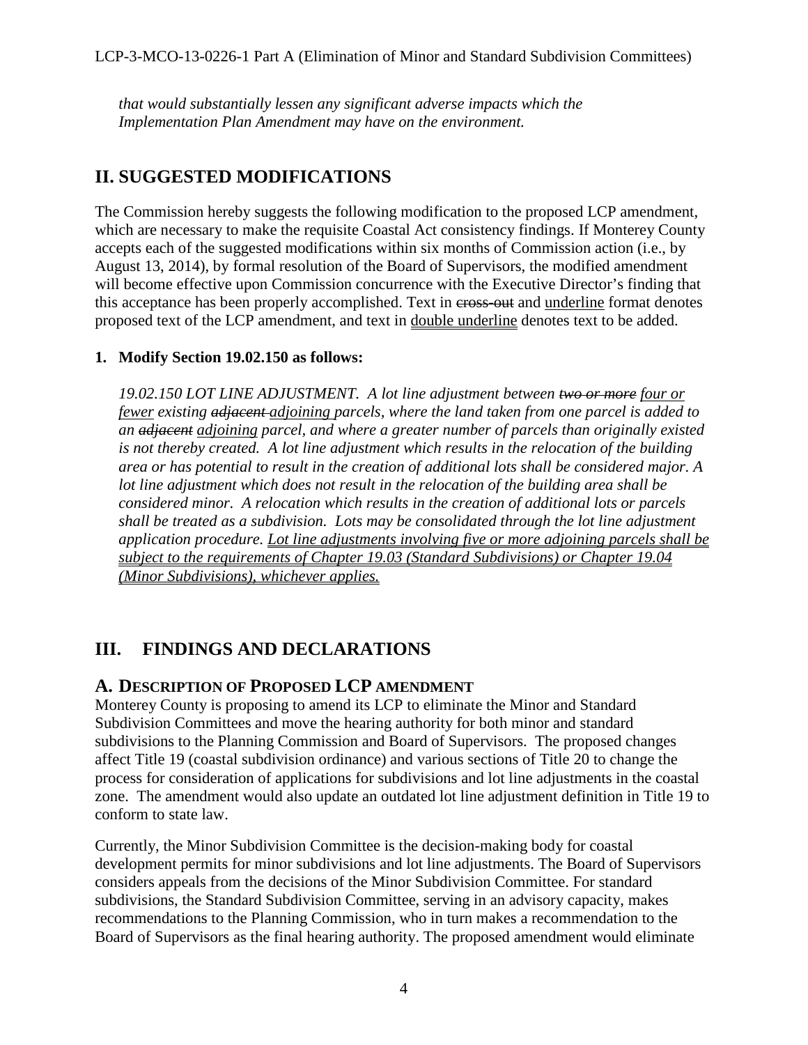*that would substantially lessen any significant adverse impacts which the Implementation Plan Amendment may have on the environment.*

## II. SUGGESTED MODIFICATIONS

The Commission hereby suggests the following modification to the proposed LCP amendment, which are necessary to make the requisite Coastal Act consistency findings. If Monterey County accepts each of the suggested modifications within six months of Commission action (i.e., by August 13, 2014), by formal resolution of the Board of Supervisors, the modified amendment will become effective upon Commission concurrence with the Executive Director's finding that this acceptance has been properly accomplished. Text in ~~cross-out~~ and <u>underline</u> format denotes proposed text of the LCP amendment, and text in <u>double underline</u> denotes text to be added.

**1. Modify Section 19.02.150 as follows:**

*19.02.150 LOT LINE ADJUSTMENT. A lot line adjustment between ~~two or more~~ <u>four or fewer</u> existing ~~adjacent~~ <u>adjoining</u> parcels, where the land taken from one parcel is added to an ~~adjacent~~ <u>adjoining</u> parcel, and where a greater number of parcels than originally existed is not thereby created. A lot line adjustment which results in the relocation of the building area or has potential to result in the creation of additional lots shall be considered major. A lot line adjustment which does not result in the relocation of the building area shall be considered minor. A relocation which results in the creation of additional lots or parcels shall be treated as a subdivision. Lots may be consolidated through the lot line adjustment application procedure. <u>Lot line adjustments involving five or more adjoining parcels shall be subject to the requirements of Chapter 19.03 (Standard Subdivisions) or Chapter 19.04 (Minor Subdivisions), whichever applies.</u>*

## III. FINDINGS AND DECLARATIONS

### A. Description of Proposed LCP Amendment

Monterey County is proposing to amend its LCP to eliminate the Minor and Standard Subdivision Committees and move the hearing authority for both minor and standard subdivisions to the Planning Commission and Board of Supervisors. The proposed changes affect Title 19 (coastal subdivision ordinance) and various sections of Title 20 to change the process for consideration of applications for subdivisions and lot line adjustments in the coastal zone. The amendment would also update an outdated lot line adjustment definition in Title 19 to conform to state law.

Currently, the Minor Subdivision Committee is the decision-making body for coastal development permits for minor subdivisions and lot line adjustments. The Board of Supervisors considers appeals from the decisions of the Minor Subdivision Committee. For standard subdivisions, the Standard Subdivision Committee, serving in an advisory capacity, makes recommendations to the Planning Commission, who in turn makes a recommendation to the Board of Supervisors as the final hearing authority. The proposed amendment would eliminate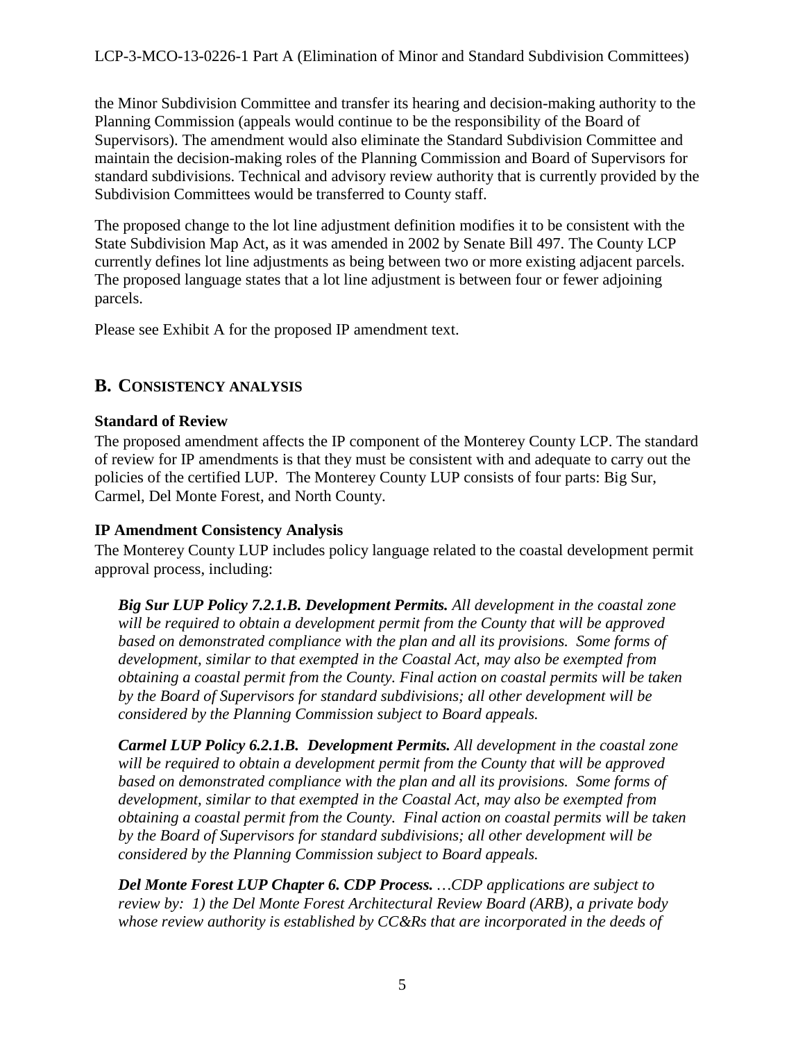the Minor Subdivision Committee and transfer its hearing and decision-making authority to the Planning Commission (appeals would continue to be the responsibility of the Board of Supervisors). The amendment would also eliminate the Standard Subdivision Committee and maintain the decision-making roles of the Planning Commission and Board of Supervisors for standard subdivisions. Technical and advisory review authority that is currently provided by the Subdivision Committees would be transferred to County staff.

The proposed change to the lot line adjustment definition modifies it to be consistent with the State Subdivision Map Act, as it was amended in 2002 by Senate Bill 497. The County LCP currently defines lot line adjustments as being between two or more existing adjacent parcels. The proposed language states that a lot line adjustment is between four or fewer adjoining parcels.

Please see Exhibit A for the proposed IP amendment text.

## B. CONSISTENCY ANALYSIS

### Standard of Review

The proposed amendment affects the IP component of the Monterey County LCP. The standard of review for IP amendments is that they must be consistent with and adequate to carry out the policies of the certified LUP. The Monterey County LUP consists of four parts: Big Sur, Carmel, Del Monte Forest, and North County.

### IP Amendment Consistency Analysis

The Monterey County LUP includes policy language related to the coastal development permit approval process, including:

> ***Big Sur LUP Policy 7.2.1.B. Development Permits.*** *All development in the coastal zone will be required to obtain a development permit from the County that will be approved based on demonstrated compliance with the plan and all its provisions. Some forms of development, similar to that exempted in the Coastal Act, may also be exempted from obtaining a coastal permit from the County. Final action on coastal permits will be taken by the Board of Supervisors for standard subdivisions; all other development will be considered by the Planning Commission subject to Board appeals.*

> ***Carmel LUP Policy 6.2.1.B. Development Permits.*** *All development in the coastal zone will be required to obtain a development permit from the County that will be approved based on demonstrated compliance with the plan and all its provisions. Some forms of development, similar to that exempted in the Coastal Act, may also be exempted from obtaining a coastal permit from the County. Final action on coastal permits will be taken by the Board of Supervisors for standard subdivisions; all other development will be considered by the Planning Commission subject to Board appeals.*

> ***Del Monte Forest LUP Chapter 6. CDP Process.*** *…CDP applications are subject to review by: 1) the Del Monte Forest Architectural Review Board (ARB), a private body whose review authority is established by CC&Rs that are incorporated in the deeds of*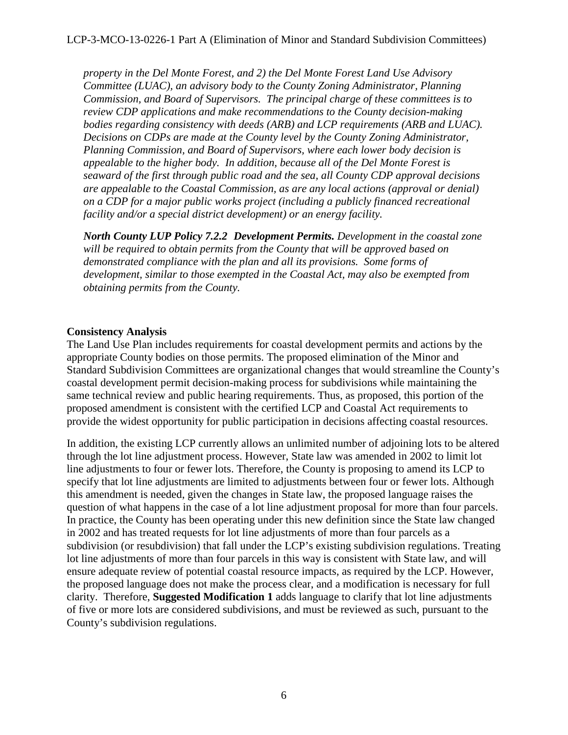*property in the Del Monte Forest, and 2) the Del Monte Forest Land Use Advisory Committee (LUAC), an advisory body to the County Zoning Administrator, Planning Commission, and Board of Supervisors. The principal charge of these committees is to review CDP applications and make recommendations to the County decision-making bodies regarding consistency with deeds (ARB) and LCP requirements (ARB and LUAC). Decisions on CDPs are made at the County level by the County Zoning Administrator, Planning Commission, and Board of Supervisors, where each lower body decision is appealable to the higher body. In addition, because all of the Del Monte Forest is seaward of the first through public road and the sea, all County CDP approval decisions are appealable to the Coastal Commission, as are any local actions (approval or denial) on a CDP for a major public works project (including a publicly financed recreational facility and/or a special district development) or an energy facility.*

***North County LUP Policy 7.2.2 Development Permits.*** *Development in the coastal zone will be required to obtain permits from the County that will be approved based on demonstrated compliance with the plan and all its provisions. Some forms of development, similar to those exempted in the Coastal Act, may also be exempted from obtaining permits from the County.*

**Consistency Analysis**

The Land Use Plan includes requirements for coastal development permits and actions by the appropriate County bodies on those permits. The proposed elimination of the Minor and Standard Subdivision Committees are organizational changes that would streamline the County's coastal development permit decision-making process for subdivisions while maintaining the same technical review and public hearing requirements. Thus, as proposed, this portion of the proposed amendment is consistent with the certified LCP and Coastal Act requirements to provide the widest opportunity for public participation in decisions affecting coastal resources.

In addition, the existing LCP currently allows an unlimited number of adjoining lots to be altered through the lot line adjustment process. However, State law was amended in 2002 to limit lot line adjustments to four or fewer lots. Therefore, the County is proposing to amend its LCP to specify that lot line adjustments are limited to adjustments between four or fewer lots. Although this amendment is needed, given the changes in State law, the proposed language raises the question of what happens in the case of a lot line adjustment proposal for more than four parcels. In practice, the County has been operating under this new definition since the State law changed in 2002 and has treated requests for lot line adjustments of more than four parcels as a subdivision (or resubdivision) that fall under the LCP's existing subdivision regulations. Treating lot line adjustments of more than four parcels in this way is consistent with State law, and will ensure adequate review of potential coastal resource impacts, as required by the LCP. However, the proposed language does not make the process clear, and a modification is necessary for full clarity. Therefore, **Suggested Modification 1** adds language to clarify that lot line adjustments of five or more lots are considered subdivisions, and must be reviewed as such, pursuant to the County's subdivision regulations.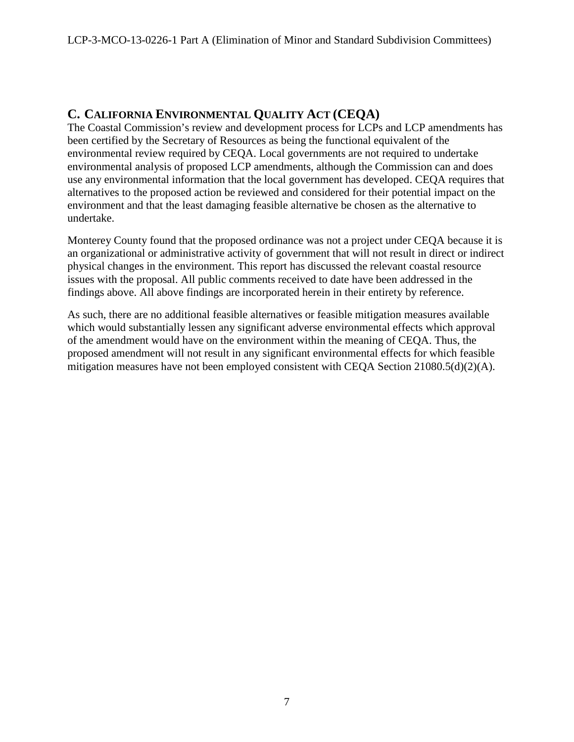## C. CALIFORNIA ENVIRONMENTAL QUALITY ACT (CEQA)

The Coastal Commission's review and development process for LCPs and LCP amendments has been certified by the Secretary of Resources as being the functional equivalent of the environmental review required by CEQA. Local governments are not required to undertake environmental analysis of proposed LCP amendments, although the Commission can and does use any environmental information that the local government has developed. CEQA requires that alternatives to the proposed action be reviewed and considered for their potential impact on the environment and that the least damaging feasible alternative be chosen as the alternative to undertake.

Monterey County found that the proposed ordinance was not a project under CEQA because it is an organizational or administrative activity of government that will not result in direct or indirect physical changes in the environment. This report has discussed the relevant coastal resource issues with the proposal. All public comments received to date have been addressed in the findings above. All above findings are incorporated herein in their entirety by reference.

As such, there are no additional feasible alternatives or feasible mitigation measures available which would substantially lessen any significant adverse environmental effects which approval of the amendment would have on the environment within the meaning of CEQA. Thus, the proposed amendment will not result in any significant environmental effects for which feasible mitigation measures have not been employed consistent with CEQA Section 21080.5(d)(2)(A).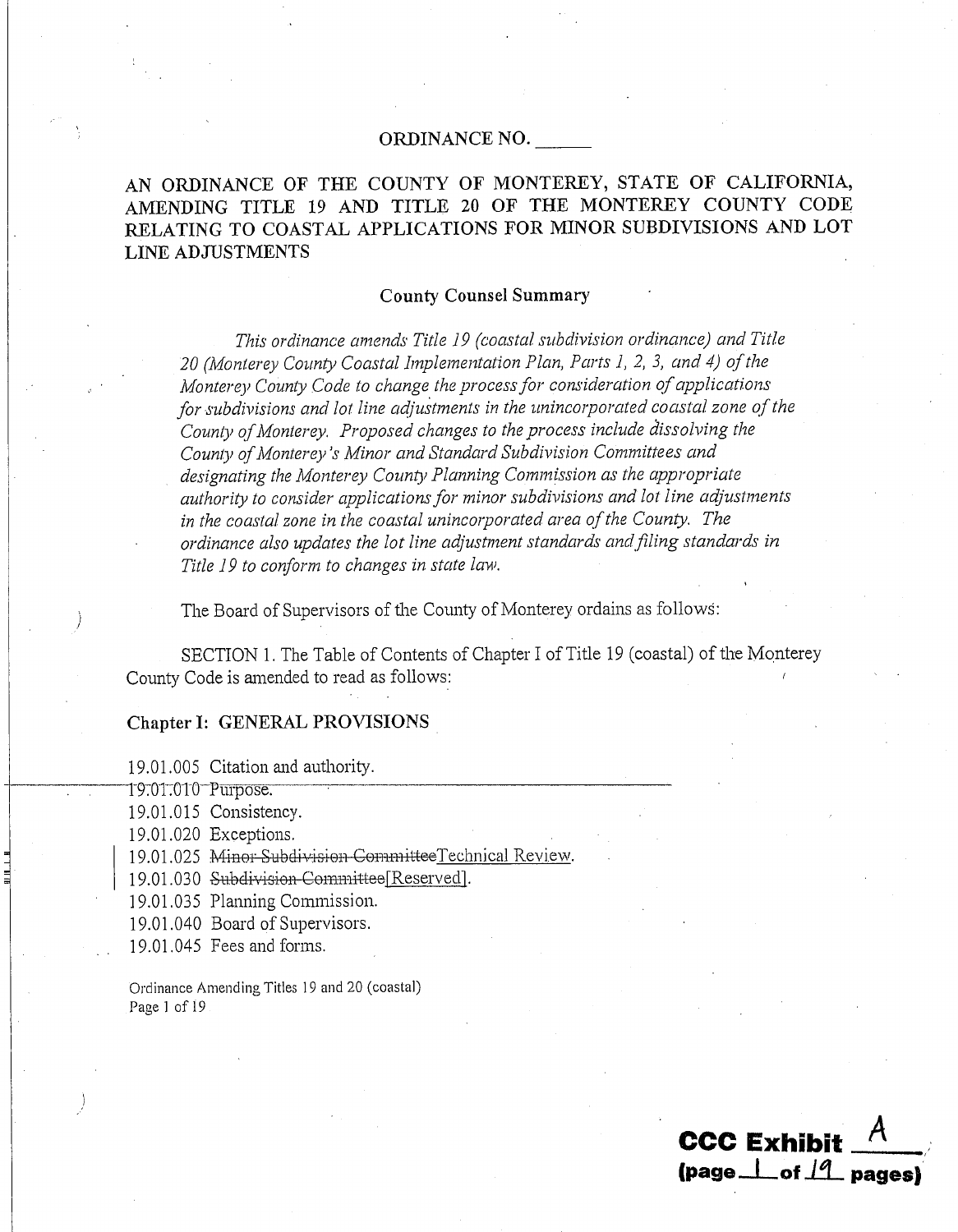ORDINANCE NO. ______

AN ORDINANCE OF THE COUNTY OF MONTEREY, STATE OF CALIFORNIA, AMENDING TITLE 19 AND TITLE 20 OF THE MONTEREY COUNTY CODE RELATING TO COASTAL APPLICATIONS FOR MINOR SUBDIVISIONS AND LOT LINE ADJUSTMENTS

**County Counsel Summary**

*This ordinance amends Title 19 (coastal subdivision ordinance) and Title 20 (Monterey County Coastal Implementation Plan, Parts 1, 2, 3, and 4) of the Monterey County Code to change the process for consideration of applications for subdivisions and lot line adjustments in the unincorporated coastal zone of the County of Monterey. Proposed changes to the process include dissolving the County of Monterey's Minor and Standard Subdivision Committees and designating the Monterey County Planning Commission as the appropriate authority to consider applications for minor subdivisions and lot line adjustments in the coastal zone in the coastal unincorporated area of the County. The ordinance also updates the lot line adjustment standards and filing standards in Title 19 to conform to changes in state law.*

The Board of Supervisors of the County of Monterey ordains as follows:

SECTION 1. The Table of Contents of Chapter I of Title 19 (coastal) of the Monterey County Code is amended to read as follows:

**Chapter I: GENERAL PROVISIONS**

19.01.005 Citation and authority.
19.01.010 Purpose.
19.01.015 Consistency.
19.01.020 Exceptions.
19.01.025 ~~Minor Subdivision Committee~~Technical Review.
19.01.030 ~~Subdivision Committee~~[Reserved].
19.01.035 Planning Commission.
19.01.040 Board of Supervisors.
19.01.045 Fees and forms.

Ordinance Amending Titles 19 and 20 (coastal)

CCC Exhibit A (page 1 of 19 pages)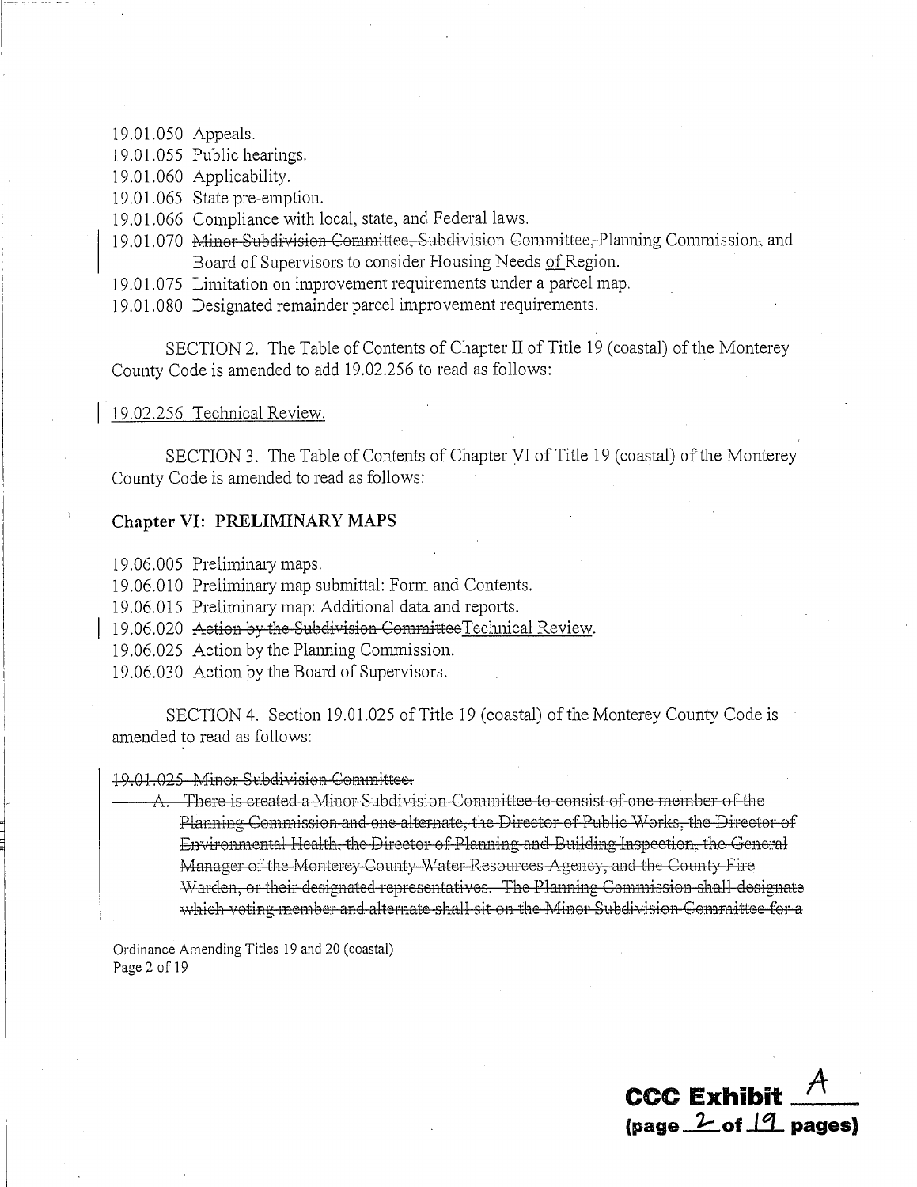19.01.050 Appeals.
19.01.055 Public hearings.
19.01.060 Applicability.
19.01.065 State pre-emption.
19.01.066 Compliance with local, state, and Federal laws.
19.01.070 ~~Minor Subdivision Committee, Subdivision Committee,~~ Planning Commission~~,~~ and Board of Supervisors to consider Housing Needs of Region.
19.01.075 Limitation on improvement requirements under a parcel map.
19.01.080 Designated remainder parcel improvement requirements.

SECTION 2. The Table of Contents of Chapter II of Title 19 (coastal) of the Monterey County Code is amended to add 19.02.256 to read as follows:

19.02.256 Technical Review.

SECTION 3. The Table of Contents of Chapter VI of Title 19 (coastal) of the Monterey County Code is amended to read as follows:

**Chapter VI: PRELIMINARY MAPS**

19.06.005 Preliminary maps.
19.06.010 Preliminary map submittal: Form and Contents.
19.06.015 Preliminary map: Additional data and reports.
19.06.020 ~~Action by the Subdivision Committee~~Technical Review.
19.06.025 Action by the Planning Commission.
19.06.030 Action by the Board of Supervisors.

SECTION 4. Section 19.01.025 of Title 19 (coastal) of the Monterey County Code is amended to read as follows:

~~19.01.025 Minor Subdivision Committee.~~

~~A. There is created a Minor Subdivision Committee to consist of one member of the Planning Commission and one alternate, the Director of Public Works, the Director of Environmental Health, the Director of Planning and Building Inspection, the General Manager of the Monterey County Water Resources Agency, and the County Fire Warden, or their designated representatives. The Planning Commission shall designate which voting member and alternate shall sit on the Minor Subdivision Committee for a~~

CCC Exhibit A
(page 2 of 19 pages)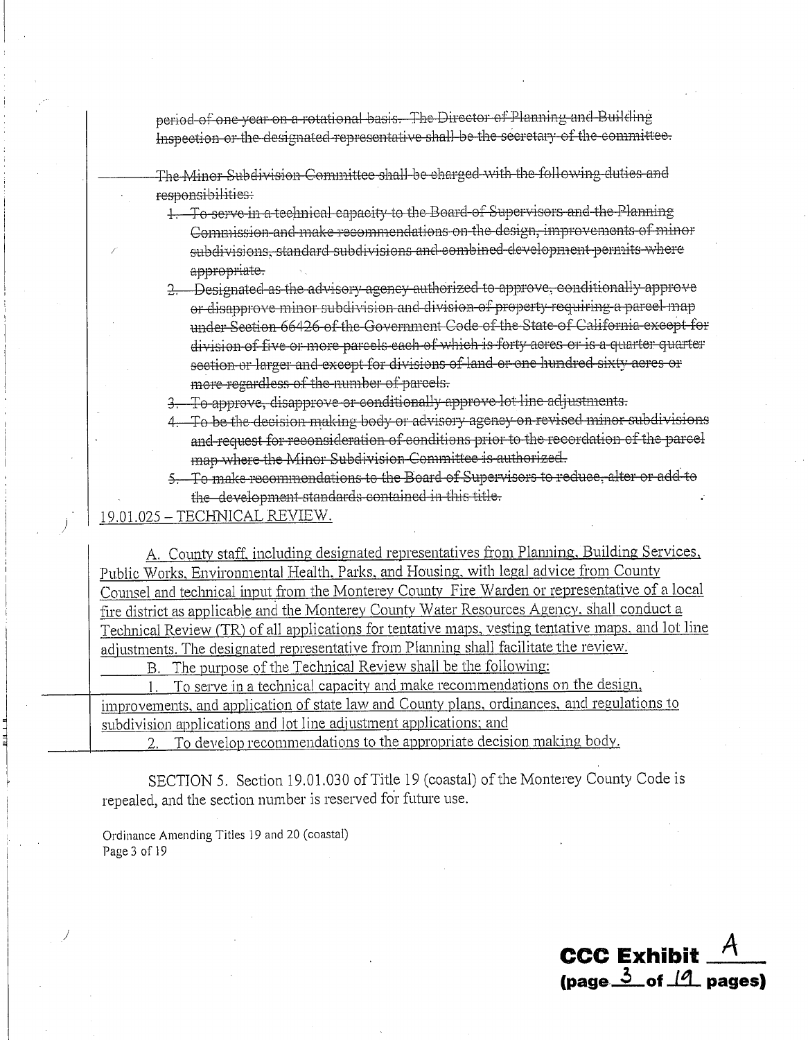~~period of one year on a rotational basis. The Director of Planning and Building Inspection or the designated representative shall be the secretary of the committee.~~

~~The Minor Subdivision Committee shall be charged with the following duties and responsibilities:~~

1. ~~To serve in a technical capacity to the Board of Supervisors and the Planning Commission and make recommendations on the design, improvements of minor subdivisions, standard subdivisions and combined development permits where appropriate.~~
2. ~~Designated as the advisory agency authorized to approve, conditionally approve or disapprove minor subdivision and division of property requiring a parcel map under Section 66426 of the Government Code of the State of California except for division of five or more parcels each of which is forty acres or is a quarter-quarter section or larger and except for divisions of land or one hundred sixty acres or more regardless of the number of parcels.~~
3. ~~To approve, disapprove or conditionally approve lot line adjustments.~~
4. ~~To be the decision making body or advisory agency on revised minor subdivisions and request for reconsideration of conditions prior to the recordation of the parcel map where the Minor Subdivision Committee is authorized.~~
5. ~~To make recommendations to the Board of Supervisors to reduce, alter or add to the development standards contained in this title.~~

<u>19.01.025 – TECHNICAL REVIEW.</u>

<u>A. County staff, including designated representatives from Planning, Building Services, Public Works, Environmental Health, Parks, and Housing, with legal advice from County Counsel and technical input from the Monterey County Fire Warden or representative of a local fire district as applicable and the Monterey County Water Resources Agency, shall conduct a Technical Review (TR) of all applications for tentative maps, vesting tentative maps, and lot line adjustments. The designated representative from Planning shall facilitate the review.</u>

<u>B. The purpose of the Technical Review shall be the following:</u>

<u>1. To serve in a technical capacity and make recommendations on the design, improvements, and application of state law and County plans, ordinances, and regulations to subdivision applications and lot line adjustment applications; and</u>

<u>2. To develop recommendations to the appropriate decision making body.</u>

SECTION 5. Section 19.01.030 of Title 19 (coastal) of the Monterey County Code is repealed, and the section number is reserved for future use.

Ordinance Amending Titles 19 and 20 (coastal)
Page 3 of 19

**CCC Exhibit A**
**(page 3 of 19 pages)**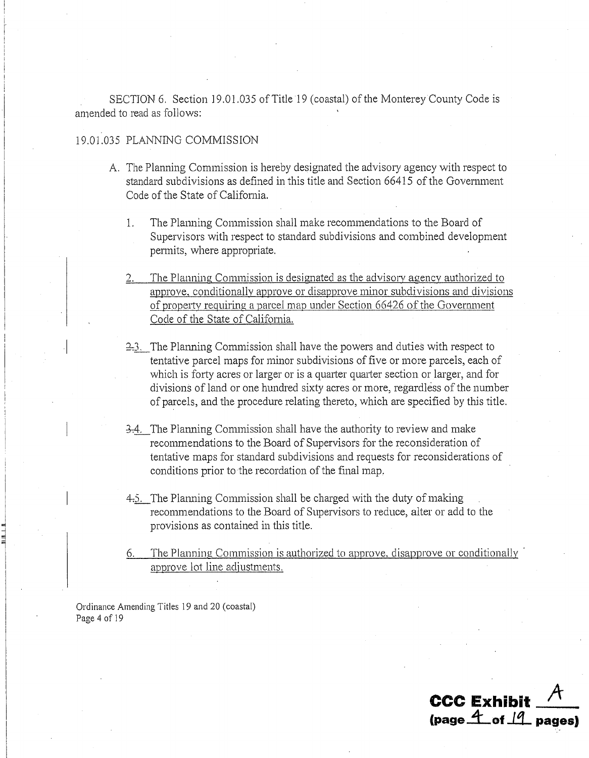SECTION 6. Section 19.01.035 of Title 19 (coastal) of the Monterey County Code is amended to read as follows:

19.01.035 PLANNING COMMISSION

A. The Planning Commission is hereby designated the advisory agency with respect to standard subdivisions as defined in this title and Section 66415 of the Government Code of the State of California.

1. The Planning Commission shall make recommendations to the Board of Supervisors with respect to standard subdivisions and combined development permits, where appropriate.

2. The Planning Commission is designated as the advisory agency authorized to approve, conditionally approve or disapprove minor subdivisions and divisions of property requiring a parcel map under Section 66426 of the Government Code of the State of California.

~~2.~~3. The Planning Commission shall have the powers and duties with respect to tentative parcel maps for minor subdivisions of five or more parcels, each of which is forty acres or larger or is a quarter quarter section or larger, and for divisions of land or one hundred sixty acres or more, regardless of the number of parcels, and the procedure relating thereto, which are specified by this title.

~~3.~~4. The Planning Commission shall have the authority to review and make recommendations to the Board of Supervisors for the reconsideration of tentative maps for standard subdivisions and requests for reconsiderations of conditions prior to the recordation of the final map.

~~4.~~5. The Planning Commission shall be charged with the duty of making recommendations to the Board of Supervisors to reduce, alter or add to the provisions as contained in this title.

6. The Planning Commission is authorized to approve, disapprove or conditionally approve lot line adjustments.

Ordinance Amending Titles 19 and 20 (coastal)

**CCC Exhibit** A
**(page** 4 **of** 19 **pages)**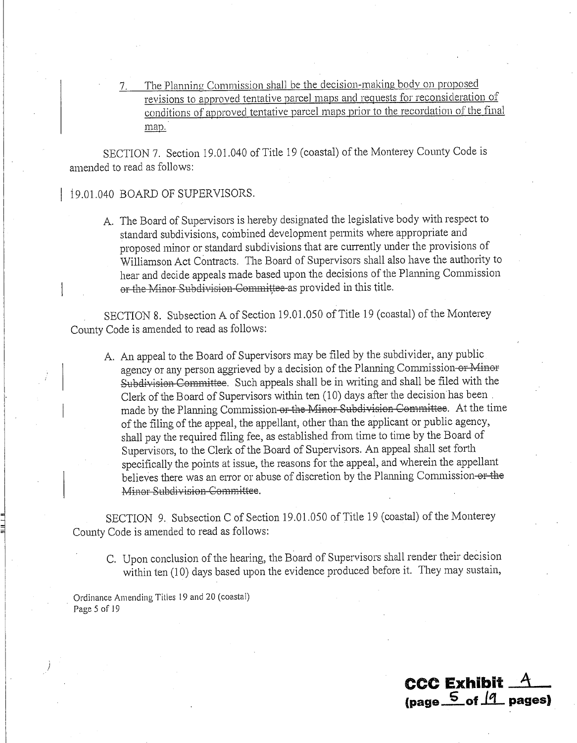7. <u>The Planning Commission shall be the decision-making body on proposed revisions to approved tentative parcel maps and requests for reconsideration of conditions of approved tentative parcel maps prior to the recordation of the final map.</u>

SECTION 7. Section 19.01.040 of Title 19 (coastal) of the Monterey County Code is amended to read as follows:

19.01.040 BOARD OF SUPERVISORS.

A. The Board of Supervisors is hereby designated the legislative body with respect to standard subdivisions, combined development permits where appropriate and proposed minor or standard subdivisions that are currently under the provisions of Williamson Act Contracts. The Board of Supervisors shall also have the authority to hear and decide appeals made based upon the decisions of the Planning Commission ~~or the Minor Subdivision Committee~~ as provided in this title.

SECTION 8. Subsection A of Section 19.01.050 of Title 19 (coastal) of the Monterey County Code is amended to read as follows:

A. An appeal to the Board of Supervisors may be filed by the subdivider, any public agency or any person aggrieved by a decision of the Planning Commission ~~or Minor Subdivision Committee~~. Such appeals shall be in writing and shall be filed with the Clerk of the Board of Supervisors within ten (10) days after the decision has been made by the Planning Commission ~~or the Minor Subdivision Committee~~. At the time of the filing of the appeal, the appellant, other than the applicant or public agency, shall pay the required filing fee, as established from time to time by the Board of Supervisors, to the Clerk of the Board of Supervisors. An appeal shall set forth specifically the points at issue, the reasons for the appeal, and wherein the appellant believes there was an error or abuse of discretion by the Planning Commission ~~or the Minor Subdivision Committee~~.

SECTION 9. Subsection C of Section 19.01.050 of Title 19 (coastal) of the Monterey County Code is amended to read as follows:

C. Upon conclusion of the hearing, the Board of Supervisors shall render their decision within ten (10) days based upon the evidence produced before it. They may sustain,

**CCC Exhibit A**
**(page 5 of 19 pages)**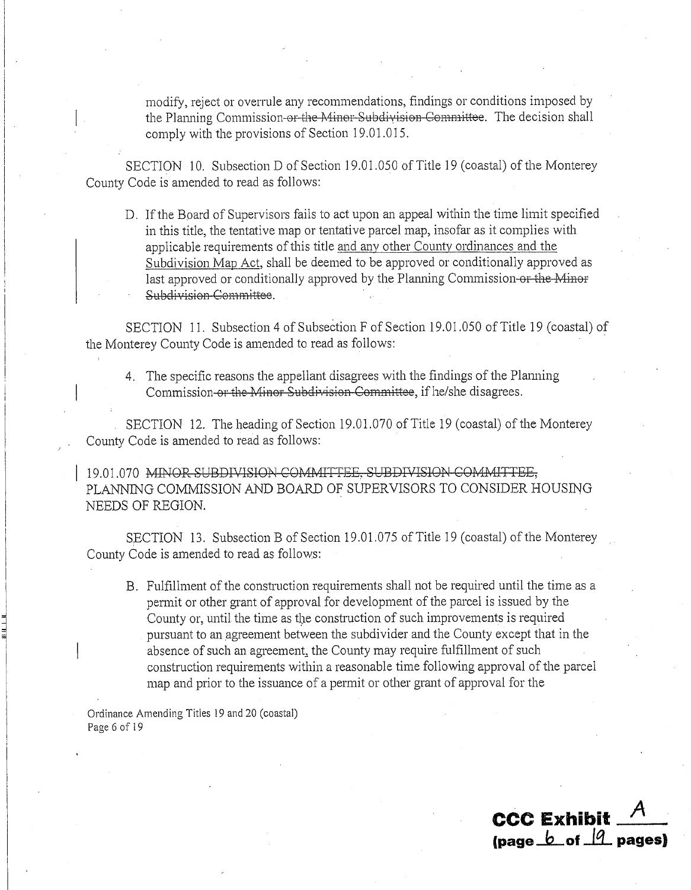modify, reject or overrule any recommendations, findings or conditions imposed by the Planning Commission~~-or the Minor Subdivision Committee~~. The decision shall comply with the provisions of Section 19.01.015.

SECTION 10. Subsection D of Section 19.01.050 of Title 19 (coastal) of the Monterey County Code is amended to read as follows:

D. If the Board of Supervisors fails to act upon an appeal within the time limit specified in this title, the tentative map or tentative parcel map, insofar as it complies with applicable requirements of this title <u>and any other County ordinances and the Subdivision Map Act</u>, shall be deemed to be approved or conditionally approved as last approved or conditionally approved by the Planning Commission~~-or the Minor Subdivision Committee~~.

SECTION 11. Subsection 4 of Subsection F of Section 19.01.050 of Title 19 (coastal) of the Monterey County Code is amended to read as follows:

4. The specific reasons the appellant disagrees with the findings of the Planning Commission~~-or the Minor Subdivision Committee~~, if he/she disagrees.

SECTION 12. The heading of Section 19.01.070 of Title 19 (coastal) of the Monterey County Code is amended to read as follows:

19.01.070 ~~MINOR SUBDIVISION COMMITTEE, SUBDIVISION COMMITTEE,~~ PLANNING COMMISSION AND BOARD OF SUPERVISORS TO CONSIDER HOUSING NEEDS OF REGION.

SECTION 13. Subsection B of Section 19.01.075 of Title 19 (coastal) of the Monterey County Code is amended to read as follows:

B. Fulfillment of the construction requirements shall not be required until the time as a permit or other grant of approval for development of the parcel is issued by the County or, until the time as the construction of such improvements is required pursuant to an agreement between the subdivider and the County except that in the absence of such an agreement, the County may require fulfillment of such construction requirements within a reasonable time following approval of the parcel map and prior to the issuance of a permit or other grant of approval for the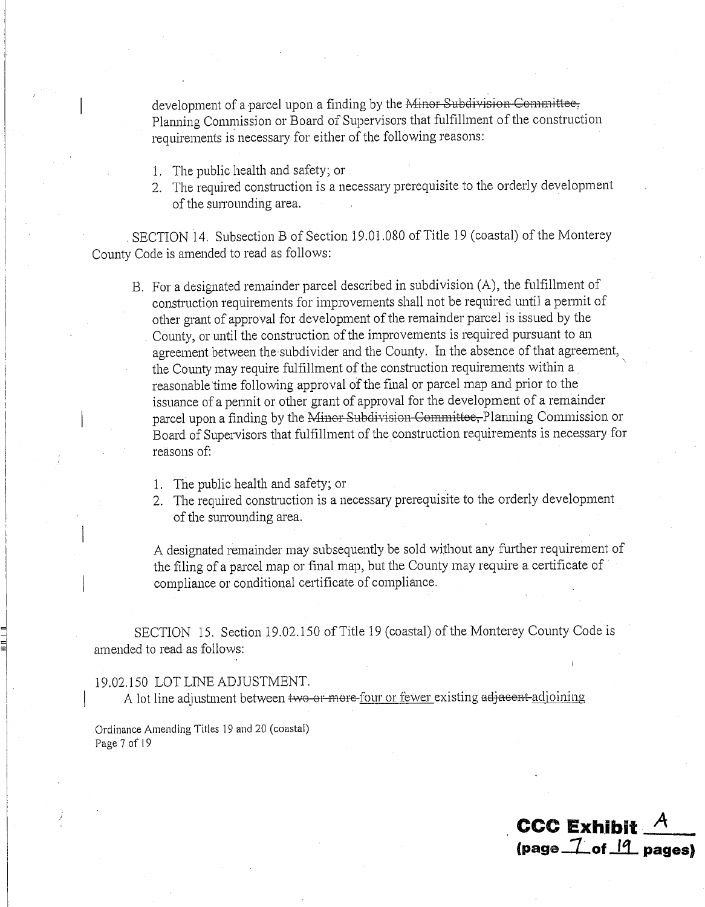development of a parcel upon a finding by the ~~Minor Subdivision Committee,~~ Planning Commission or Board of Supervisors that fulfillment of the construction requirements is necessary for either of the following reasons:

1. The public health and safety; or
2. The required construction is a necessary prerequisite to the orderly development of the surrounding area.

SECTION 14. Subsection B of Section 19.01.080 of Title 19 (coastal) of the Monterey County Code is amended to read as follows:

B. For a designated remainder parcel described in subdivision (A), the fulfillment of construction requirements for improvements shall not be required until a permit of other grant of approval for development of the remainder parcel is issued by the County, or until the construction of the improvements is required pursuant to an agreement between the subdivider and the County. In the absence of that agreement, the County may require fulfillment of the construction requirements within a reasonable time following approval of the final or parcel map and prior to the issuance of a permit or other grant of approval for the development of a remainder parcel upon a finding by the ~~Minor Subdivision Committee,~~ Planning Commission or Board of Supervisors that fulfillment of the construction requirements is necessary for reasons of:

   1. The public health and safety; or
   2. The required construction is a necessary prerequisite to the orderly development of the surrounding area.

   A designated remainder may subsequently be sold without any further requirement of the filing of a parcel map or final map, but the County may require a certificate of compliance or conditional certificate of compliance.

SECTION 15. Section 19.02.150 of Title 19 (coastal) of the Monterey County Code is amended to read as follows:

19.02.150 LOT LINE ADJUSTMENT.

A lot line adjustment between ~~two or more~~ four or fewer existing ~~adjacent~~ adjoining

Ordinance Amending Titles 19 and 20 (coastal)

**CCC Exhibit A**
**(page 7 of 19 pages)**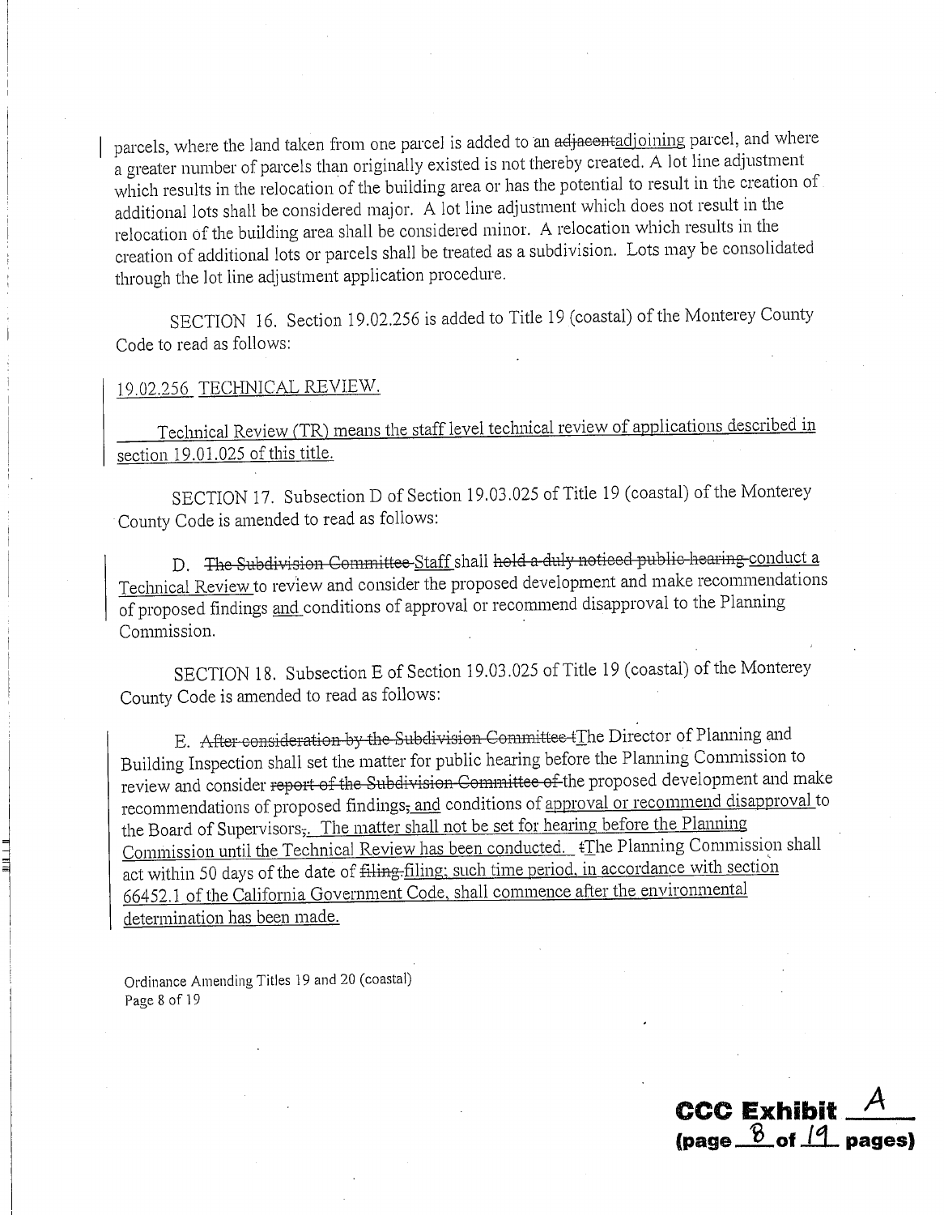parcels, where the land taken from one parcel is added to an ~~adjacent~~adjoining parcel, and where a greater number of parcels than originally existed is not thereby created. A lot line adjustment which results in the relocation of the building area or has the potential to result in the creation of additional lots shall be considered major. A lot line adjustment which does not result in the relocation of the building area shall be considered minor. A relocation which results in the creation of additional lots or parcels shall be treated as a subdivision. Lots may be consolidated through the lot line adjustment application procedure.

SECTION 16. Section 19.02.256 is added to Title 19 (coastal) of the Monterey County Code to read as follows:

<u>19.02.256 TECHNICAL REVIEW.</u>

<u>Technical Review (TR) means the staff level technical review of applications described in section 19.01.025 of this title.</u>

SECTION 17. Subsection D of Section 19.03.025 of Title 19 (coastal) of the Monterey County Code is amended to read as follows:

D. ~~The Subdivision Committee~~ <u>Staff</u> shall ~~hold a duly noticed public hearing~~ <u>conduct a Technical Review</u> to review and consider the proposed development and make recommendations of proposed findings <u>and</u> conditions of approval or recommend disapproval to the Planning Commission.

SECTION 18. Subsection E of Section 19.03.025 of Title 19 (coastal) of the Monterey County Code is amended to read as follows:

E. ~~After consideration by the Subdivision Committee t~~<u>T</u>he Director of Planning and Building Inspection shall set the matter for public hearing before the Planning Commission to review and consider ~~report of the Subdivision Committee of~~ the proposed development and make recommendations of proposed findings~~,~~ <u>and</u> conditions of <u>approval or recommend disapproval</u> to the Board of Supervisors~~,~~<u>. The matter shall not be set for hearing before the Planning Commission until the Technical Review has been conducted.</u> ~~t~~<u>T</u>he Planning Commission shall act within 50 days of the date of ~~filing.~~ <u>filing; such time period, in accordance with section 66452.1 of the California Government Code, shall commence after the environmental determination has been made.</u>

Ordinance Amending Titles 19 and 20 (coastal)
Page 8 of 19

**CCC Exhibit A**
**(page 8 of 19 pages)**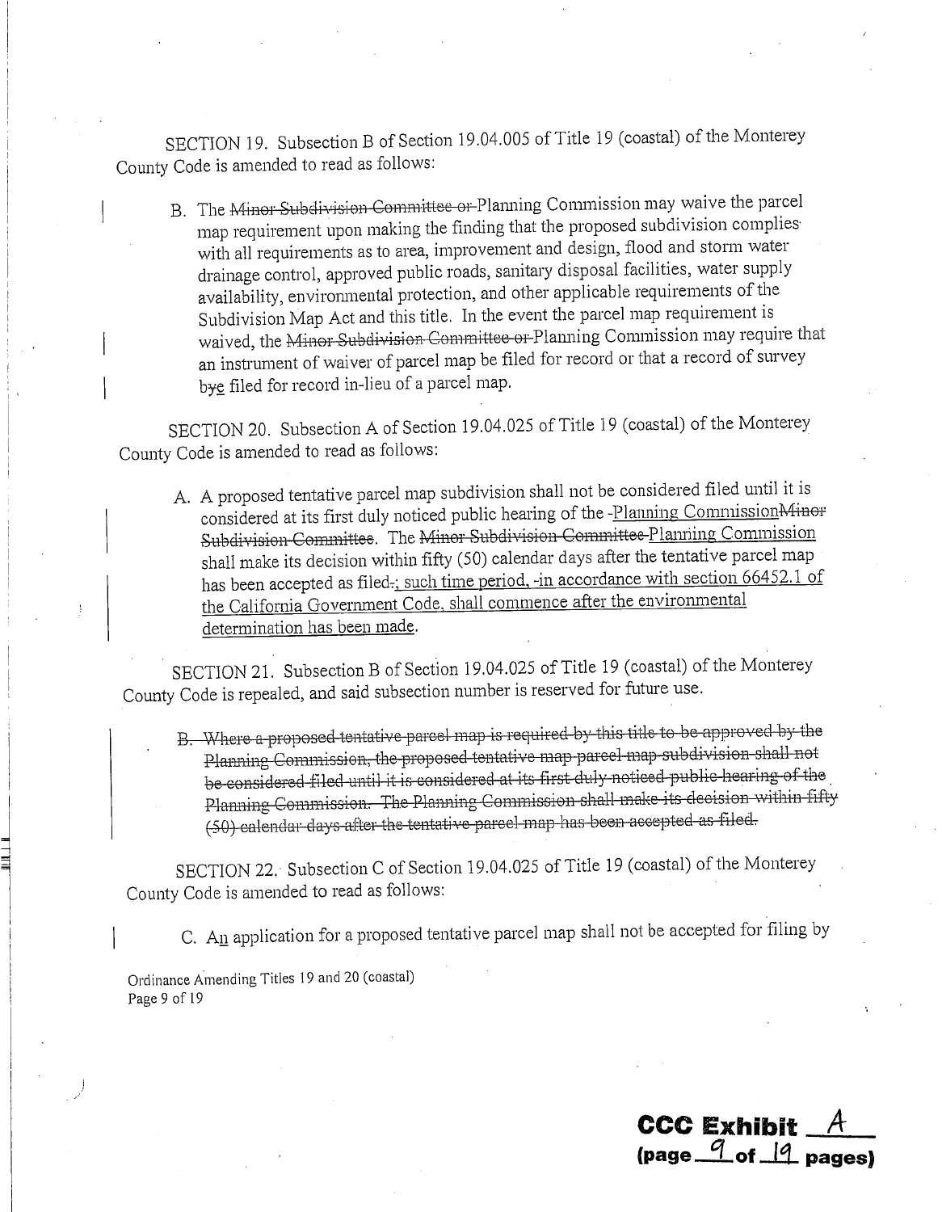SECTION 19. Subsection B of Section 19.04.005 of Title 19 (coastal) of the Monterey County Code is amended to read as follows:

> B. The ~~Minor Subdivision Committee or~~ Planning Commission may waive the parcel map requirement upon making the finding that the proposed subdivision complies with all requirements as to area, improvement and design, flood and storm water drainage control, approved public roads, sanitary disposal facilities, water supply availability, environmental protection, and other applicable requirements of the Subdivision Map Act and this title. In the event the parcel map requirement is waived, the ~~Minor Subdivision Committee or~~ Planning Commission may require that an instrument of waiver of parcel map be filed for record or that a record of survey b~~y~~<u>e</u> filed for record in-lieu of a parcel map.

SECTION 20. Subsection A of Section 19.04.025 of Title 19 (coastal) of the Monterey County Code is amended to read as follows:

> A. A proposed tentative parcel map subdivision shall not be considered filed until it is considered at its first duly noticed public hearing of the -<u>Planning Commission</u>~~Minor Subdivision Committee~~. The ~~Minor Subdivision Committee~~ <u>Planning Commission</u> shall make its decision within fifty (50) calendar days after the tentative parcel map has been accepted as filed~~.~~<u>; such time period, -in accordance with section 66452.1 of the California Government Code, shall commence after the environmental determination has been made</u>.

SECTION 21. Subsection B of Section 19.04.025 of Title 19 (coastal) of the Monterey County Code is repealed, and said subsection number is reserved for future use.

> ~~B. Where a proposed tentative parcel map is required by this title to be approved by the Planning Commission, the proposed tentative map parcel map subdivision shall not be considered filed until it is considered at its first duly noticed public hearing of the Planning Commission. The Planning Commission shall make its decision within fifty (50) calendar days after the tentative parcel map has been accepted as filed.~~

SECTION 22. Subsection C of Section 19.04.025 of Title 19 (coastal) of the Monterey County Code is amended to read as follows:

> C. A<u>n</u> application for a proposed tentative parcel map shall not be accepted for filing by

Ordinance Amending Titles 19 and 20 (coastal)

**CCC Exhibit A**
**(page 9 of 19 pages)**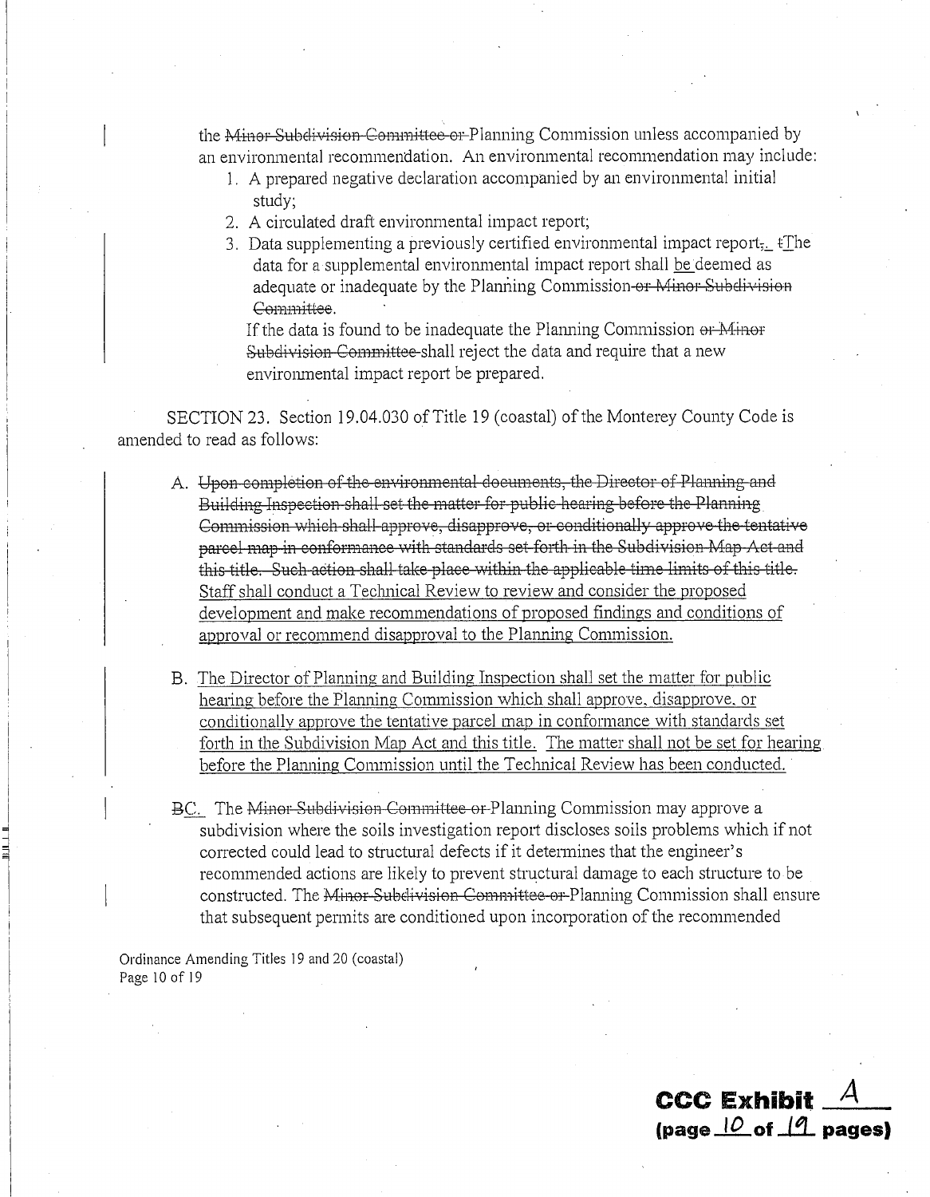the ~~Minor Subdivision Committee or~~ Planning Commission unless accompanied by an environmental recommendation. An environmental recommendation may include:

1. A prepared negative declaration accompanied by an environmental initial study;
2. A circulated draft environmental impact report;
3. Data supplementing a previously certified environmental impact report~~,~~<u>.</u> ~~t~~<u>T</u>he data for a supplemental environmental impact report shall <u>be</u> deemed as adequate or inadequate by the Planning Commission ~~or Minor Subdivision Committee~~.

   If the data is found to be inadequate the Planning Commission ~~or Minor Subdivision Committee~~ shall reject the data and require that a new environmental impact report be prepared.

SECTION 23. Section 19.04.030 of Title 19 (coastal) of the Monterey County Code is amended to read as follows:

A. ~~Upon completion of the environmental documents, the Director of Planning and Building Inspection shall set the matter for public hearing before the Planning Commission which shall approve, disapprove, or conditionally approve the tentative parcel map in conformance with standards set forth in the Subdivision Map Act and this title. Such action shall take place within the applicable time limits of this title.~~ <u>Staff shall conduct a Technical Review to review and consider the proposed development and make recommendations of proposed findings and conditions of approval or recommend disapproval to the Planning Commission.</u>

B. <u>The Director of Planning and Building Inspection shall set the matter for public hearing before the Planning Commission which shall approve, disapprove, or conditionally approve the tentative parcel map in conformance with standards set forth in the Subdivision Map Act and this title. The matter shall not be set for hearing before the Planning Commission until the Technical Review has been conducted.</u>

~~B~~<u>C</u>. The ~~Minor Subdivision Committee or~~ Planning Commission may approve a subdivision where the soils investigation report discloses soils problems which if not corrected could lead to structural defects if it determines that the engineer's recommended actions are likely to prevent structural damage to each structure to be constructed. The ~~Minor Subdivision Committee or~~ Planning Commission shall ensure that subsequent permits are conditioned upon incorporation of the recommended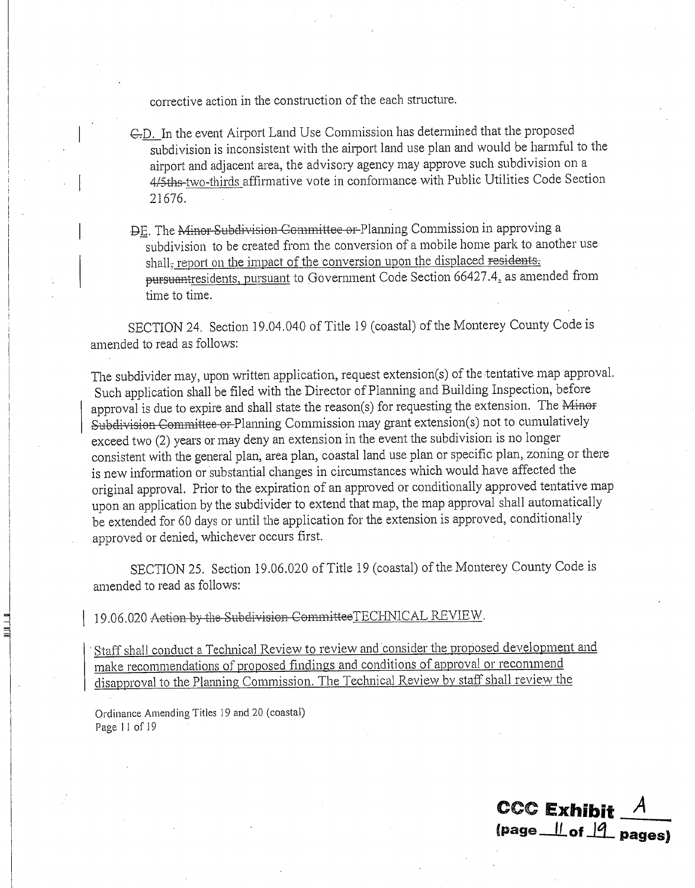corrective action in the construction of the each structure.

~~C.~~D. In the event Airport Land Use Commission has determined that the proposed subdivision is inconsistent with the airport land use plan and would be harmful to the airport and adjacent area, the advisory agency may approve such subdivision on a ~~4/5ths~~ two-thirds affirmative vote in conformance with Public Utilities Code Section 21676.

~~D~~E. The ~~Minor Subdivision Committee or~~ Planning Commission in approving a subdivision to be created from the conversion of a mobile home park to another use shall~~,~~ report on the impact of the conversion upon the displaced ~~residents, pursuant~~residents, pursuant to Government Code Section 66427.4, as amended from time to time.

SECTION 24. Section 19.04.040 of Title 19 (coastal) of the Monterey County Code is amended to read as follows:

The subdivider may, upon written application, request extension(s) of the tentative map approval. Such application shall be filed with the Director of Planning and Building Inspection, before approval is due to expire and shall state the reason(s) for requesting the extension. The ~~Minor Subdivision Committee or~~ Planning Commission may grant extension(s) not to cumulatively exceed two (2) years or may deny an extension in the event the subdivision is no longer consistent with the general plan, area plan, coastal land use plan or specific plan, zoning or there is new information or substantial changes in circumstances which would have affected the original approval. Prior to the expiration of an approved or conditionally approved tentative map upon an application by the subdivider to extend that map, the map approval shall automatically be extended for 60 days or until the application for the extension is approved, conditionally approved or denied, whichever occurs first.

SECTION 25. Section 19.06.020 of Title 19 (coastal) of the Monterey County Code is amended to read as follows:

19.06.020 ~~Action by the Subdivision Committee~~TECHNICAL REVIEW.

Staff shall conduct a Technical Review to review and consider the proposed development and make recommendations of proposed findings and conditions of approval or recommend disapproval to the Planning Commission. The Technical Review by staff shall review the

Ordinance Amending Titles 19 and 20 (coastal)
Page 11 of 19

**CCC Exhibit A**
**(page 11 of 19 pages)**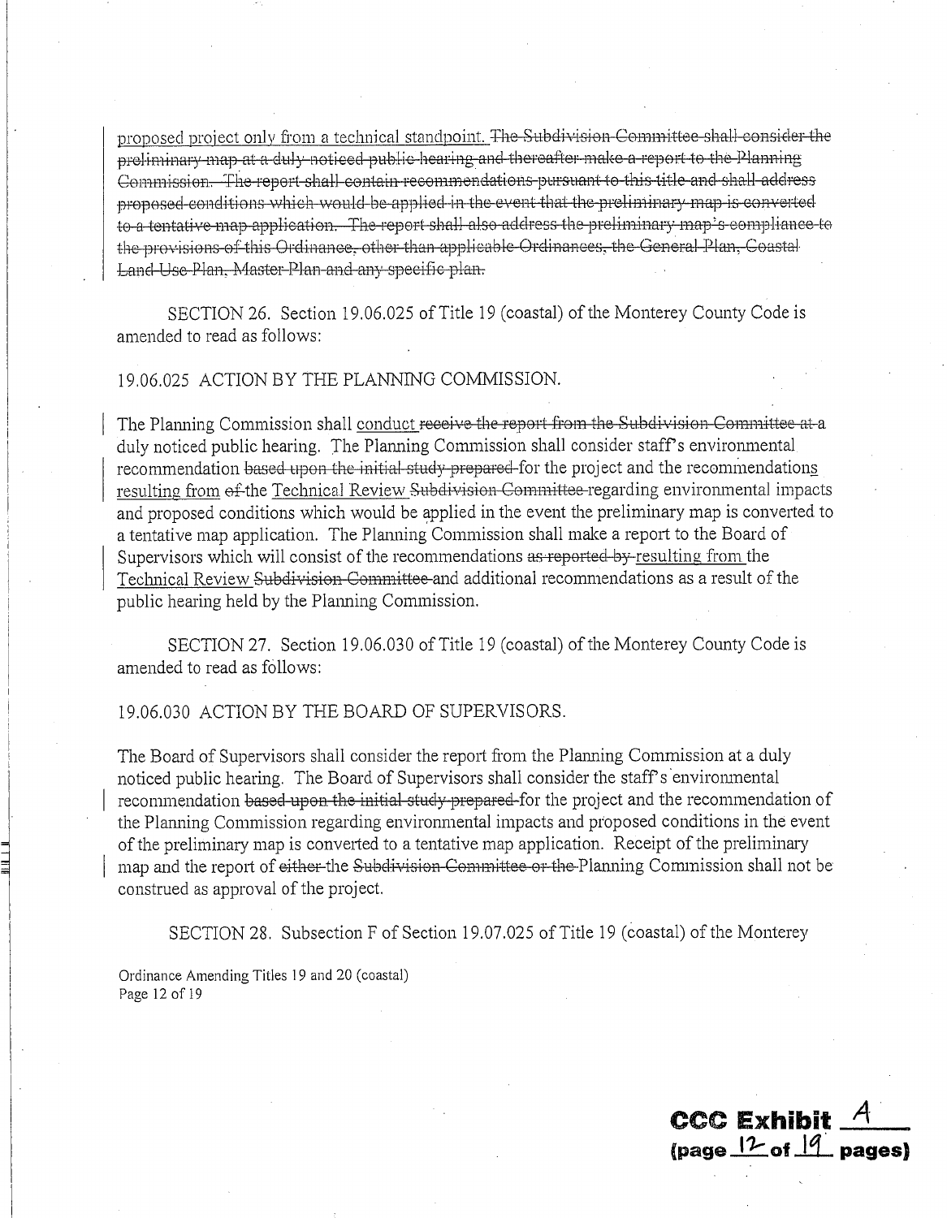<u>proposed project only from a technical standpoint.</u> ~~The Subdivision Committee shall consider the preliminary map at a duly noticed public hearing and thereafter make a report to the Planning Commission. The report shall contain recommendations pursuant to this title and shall address proposed conditions which would be applied in the event that the preliminary map is converted to a tentative map application. The report shall also address the preliminary map's compliance to the provisions of this Ordinance, other than applicable Ordinances, the General Plan, Coastal Land Use Plan, Master Plan and any specific plan.~~

SECTION 26. Section 19.06.025 of Title 19 (coastal) of the Monterey County Code is amended to read as follows:

19.06.025 ACTION BY THE PLANNING COMMISSION.

The Planning Commission shall <u>conduct</u> ~~receive the report from the Subdivision Committee at a~~ duly noticed public hearing. The Planning Commission shall consider staff's environmental recommendation ~~based upon the initial study prepared~~ for the project and the recommendation<u>s</u> <u>resulting from</u> ~~of~~ the <u>Technical Review</u> ~~Subdivision Committee~~ regarding environmental impacts and proposed conditions which would be applied in the event the preliminary map is converted to a tentative map application. The Planning Commission shall make a report to the Board of Supervisors which will consist of the recommendations ~~as reported by~~ <u>resulting from</u> the <u>Technical Review</u> ~~Subdivision Committee~~ and additional recommendations as a result of the public hearing held by the Planning Commission.

SECTION 27. Section 19.06.030 of Title 19 (coastal) of the Monterey County Code is amended to read as follows:

19.06.030 ACTION BY THE BOARD OF SUPERVISORS.

The Board of Supervisors shall consider the report from the Planning Commission at a duly noticed public hearing. The Board of Supervisors shall consider the staff's environmental recommendation ~~based upon the initial study prepared~~ for the project and the recommendation of the Planning Commission regarding environmental impacts and proposed conditions in the event of the preliminary map is converted to a tentative map application. Receipt of the preliminary map and the report of ~~either~~ the ~~Subdivision Committee or the~~ Planning Commission shall not be construed as approval of the project.

SECTION 28. Subsection F of Section 19.07.025 of Title 19 (coastal) of the Monterey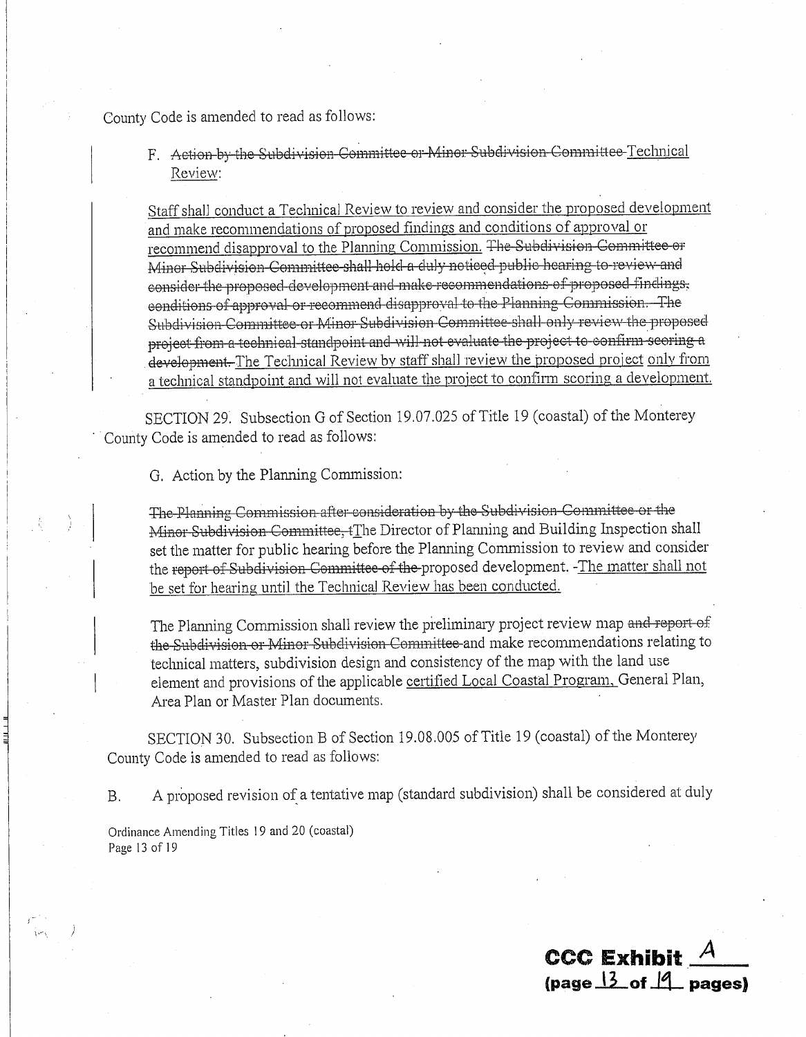County Code is amended to read as follows:

F. ~~Action by the Subdivision Committee or Minor Subdivision Committee~~ <u>Technical Review</u>:

<u>Staff shall conduct a Technical Review to review and consider the proposed development and make recommendations of proposed findings and conditions of approval or recommend disapproval to the Planning Commission.</u> ~~The Subdivision Committee or Minor Subdivision Committee shall hold a duly noticed public hearing to review and consider the proposed development and make recommendations of proposed findings, conditions of approval or recommend disapproval to the Planning Commission. The Subdivision Committee or Minor Subdivision Committee shall only review the proposed project from a technical standpoint and will not evaluate the project to confirm scoring a development.~~ <u>The Technical Review by staff shall review the proposed project only from a technical standpoint and will not evaluate the project to confirm scoring a development.</u>

SECTION 29. Subsection G of Section 19.07.025 of Title 19 (coastal) of the Monterey County Code is amended to read as follows:

G. Action by the Planning Commission:

~~The Planning Commission after consideration by the Subdivision Committee or the Minor Subdivision Committee, t~~The Director of Planning and Building Inspection shall set the matter for public hearing before the Planning Commission to review and consider the ~~report of Subdivision Committee of the~~ proposed development. <u>The matter shall not be set for hearing until the Technical Review has been conducted.</u>

The Planning Commission shall review the preliminary project review map ~~and report of the Subdivision or Minor Subdivision Committee~~ and make recommendations relating to technical matters, subdivision design and consistency of the map with the land use element and provisions of the applicable <u>certified Local Coastal Program,</u> General Plan, Area Plan or Master Plan documents.

SECTION 30. Subsection B of Section 19.08.005 of Title 19 (coastal) of the Monterey County Code is amended to read as follows:

B. A proposed revision of a tentative map (standard subdivision) shall be considered at duly

Ordinance Amending Titles 19 and 20 (coastal)

**CCC Exhibit A**
**(page 13 of 19 pages)**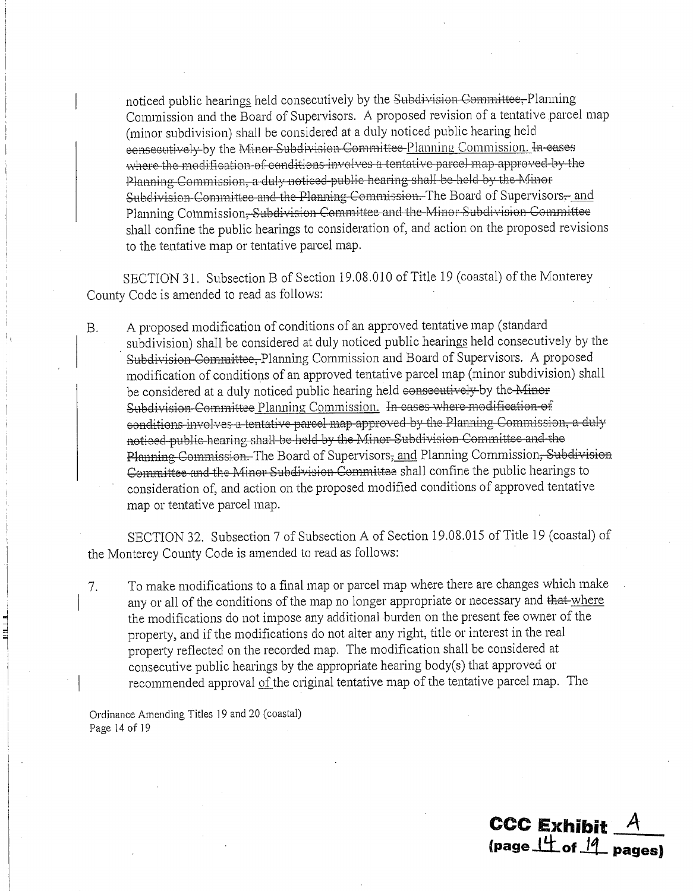noticed public hearings held consecutively by the ~~Subdivision Committee,~~ Planning Commission and the Board of Supervisors. A proposed revision of a tentative parcel map (minor subdivision) shall be considered at a duly noticed public hearing held ~~consecutively~~ by the ~~Minor Subdivision Committee~~ <u>Planning Commission.</u> ~~In cases where the modification of conditions involves a tentative parcel map approved by the Planning Commission, a duly noticed public hearing shall be held by the Minor Subdivision Committee and the Planning Commission.~~ The Board of Supervisors~~,~~ <u>and</u> Planning Commission~~, Subdivision Committee and the Minor Subdivision Committee~~ shall confine the public hearings to consideration of, and action on the proposed revisions to the tentative map or tentative parcel map.

SECTION 31. Subsection B of Section 19.08.010 of Title 19 (coastal) of the Monterey County Code is amended to read as follows:

B. A proposed modification of conditions of an approved tentative map (standard subdivision) shall be considered at duly noticed public hearings held consecutively by the ~~Subdivision Committee,~~ Planning Commission and Board of Supervisors. A proposed modification of conditions of an approved tentative parcel map (minor subdivision) shall be considered at a duly noticed public hearing held ~~consecutively~~ by the ~~Minor Subdivision Committee~~ <u>Planning Commission.</u> ~~In cases where modification of conditions involves a tentative parcel map approved by the Planning Commission, a duly noticed public hearing shall be held by the Minor Subdivision Committee and the Planning Commission.~~ The Board of Supervisors~~,~~ <u>and</u> Planning Commission~~, Subdivision Committee and the Minor Subdivision Committee~~ shall confine the public hearings to consideration of, and action on the proposed modified conditions of approved tentative map or tentative parcel map.

SECTION 32. Subsection 7 of Subsection A of Section 19.08.015 of Title 19 (coastal) of the Monterey County Code is amended to read as follows:

7. To make modifications to a final map or parcel map where there are changes which make any or all of the conditions of the map no longer appropriate or necessary and ~~that~~ <u>where</u> the modifications do not impose any additional burden on the present fee owner of the property, and if the modifications do not alter any right, title or interest in the real property reflected on the recorded map. The modification shall be considered at consecutive public hearings by the appropriate hearing body(s) that approved or recommended approval <u>of</u> the original tentative map of the tentative parcel map. The

Ordinance Amending Titles 19 and 20 (coastal)
Page 14 of 19

**CCC Exhibit A**
**(page 14 of 19 pages)**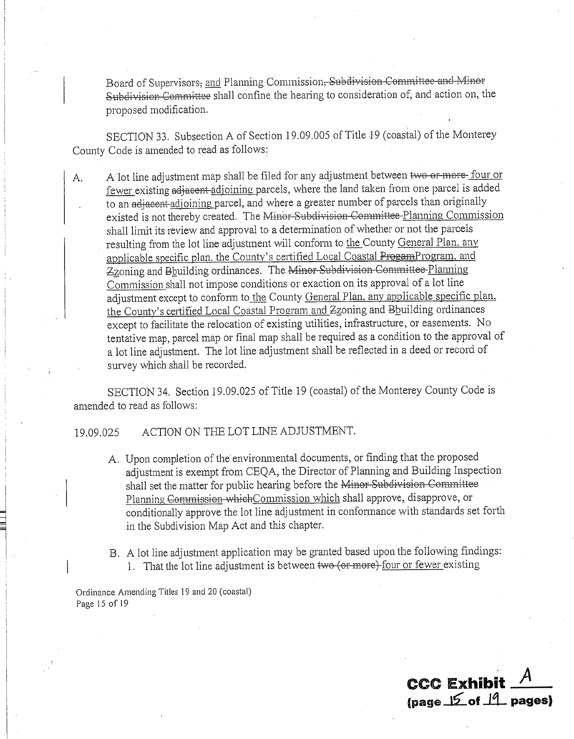Board of Supervisors~~,~~ <u>and</u> Planning Commission~~, Subdivision Committee and Minor Subdivision Committee~~ shall confine the hearing to consideration of, and action on, the proposed modification.

SECTION 33. Subsection A of Section 19.09.005 of Title 19 (coastal) of the Monterey County Code is amended to read as follows:

A. A lot line adjustment map shall be filed for any adjustment between ~~two or more~~ <u>four or fewer</u> existing ~~adjacent~~ <u>adjoining</u> parcels, where the land taken from one parcel is added to an ~~adjacent~~ <u>adjoining</u> parcel, and where a greater number of parcels than originally existed is not thereby created. The ~~Minor Subdivision Committee~~ <u>Planning Commission</u> shall limit its review and approval to a determination of whether or not the parcels resulting from the lot line adjustment will conform to <u>the</u> County <u>General Plan, any applicable specific plan, the County's certified Local Coastal</u> ~~Progam~~<u>Program, and</u> ~~Z~~<u>z</u>oning and ~~B~~<u>b</u>uilding ordinances. The ~~Minor Subdivision Committee~~ <u>Planning Commission</u> shall not impose conditions or exaction on its approval of a lot line adjustment except to conform to <u>the</u> County <u>General Plan, any applicable specific plan, the County's certified Local Coastal Program and</u> ~~Z~~<u>z</u>oning and ~~B~~<u>b</u>uilding ordinances except to facilitate the relocation of existing utilities, infrastructure, or easements. No tentative map, parcel map or final map shall be required as a condition to the approval of a lot line adjustment. The lot line adjustment shall be reflected in a deed or record of survey which shall be recorded.

SECTION 34. Section 19.09.025 of Title 19 (coastal) of the Monterey County Code is amended to read as follows:

19.09.025 ACTION ON THE LOT LINE ADJUSTMENT.

A. Upon completion of the environmental documents, or finding that the proposed adjustment is exempt from CEQA, the Director of Planning and Building Inspection shall set the matter for public hearing before the ~~Minor Subdivision Committee~~ <u>Planning</u> ~~Commission which~~<u>Commission which</u> shall approve, disapprove, or conditionally approve the lot line adjustment in conformance with standards set forth in the Subdivision Map Act and this chapter.

B. A lot line adjustment application may be granted based upon the following findings:

1. That the lot line adjustment is between ~~two (or more)~~ <u>four or fewer</u> existing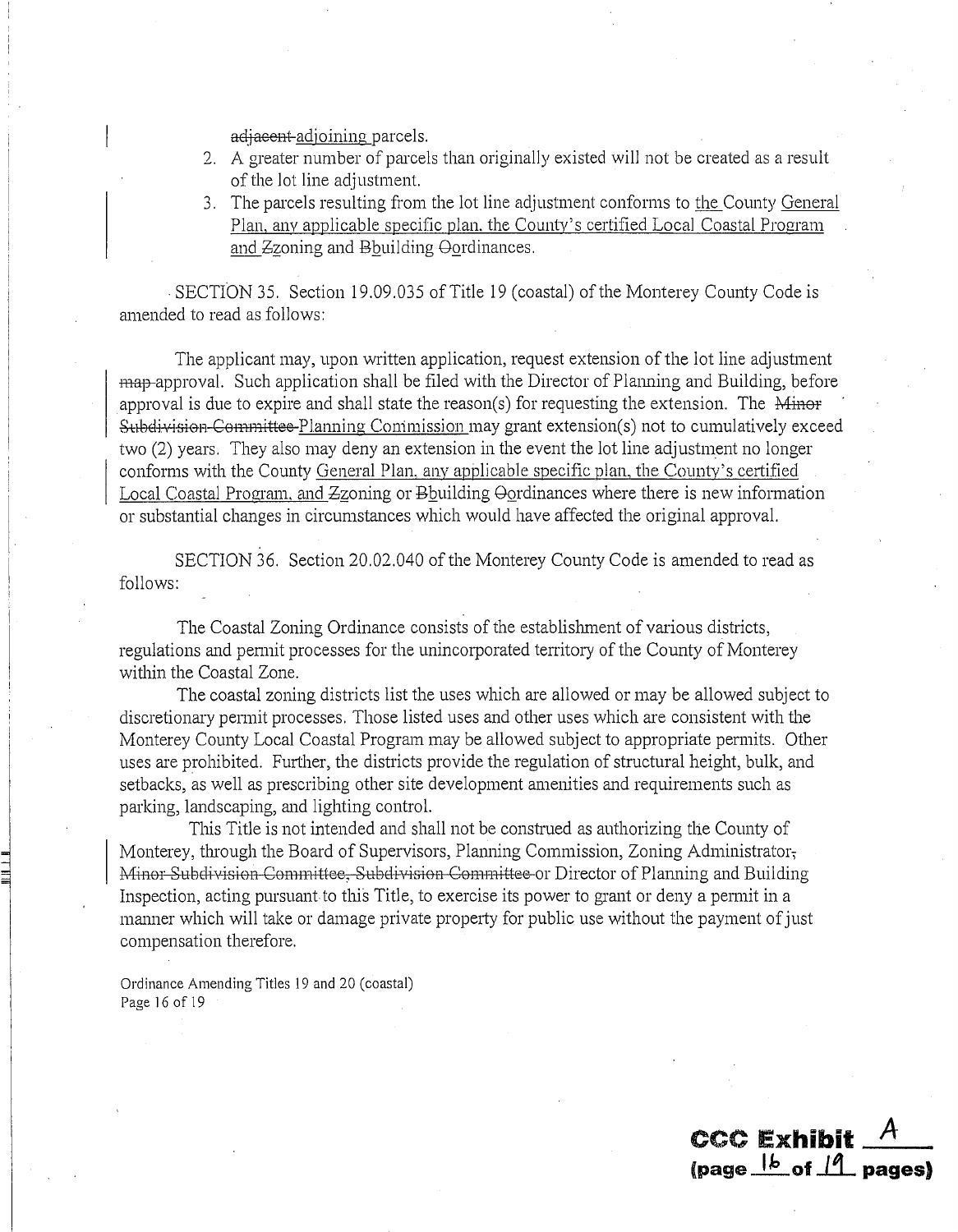~~adjacent~~ <u>adjoining</u> parcels.

2. A greater number of parcels than originally existed will not be created as a result of the lot line adjustment.
3. The parcels resulting from the lot line adjustment conforms to <u>the</u> County <u>General Plan, any applicable specific plan, the County's certified Local Coastal Program and</u> ~~Z~~<u>z</u>oning and ~~B~~<u>b</u>uilding ~~O~~<u>o</u>rdinances.

SECTION 35. Section 19.09.035 of Title 19 (coastal) of the Monterey County Code is amended to read as follows:

The applicant may, upon written application, request extension of the lot line adjustment ~~map~~ approval. Such application shall be filed with the Director of Planning and Building, before approval is due to expire and shall state the reason(s) for requesting the extension. The ~~Minor Subdivision Committee~~ <u>Planning Commission</u> may grant extension(s) not to cumulatively exceed two (2) years. They also may deny an extension in the event the lot line adjustment no longer conforms with the County <u>General Plan, any applicable specific plan, the County's certified Local Coastal Program, and</u> ~~Z~~<u>z</u>oning or ~~B~~<u>b</u>uilding ~~O~~<u>o</u>rdinances where there is new information or substantial changes in circumstances which would have affected the original approval.

SECTION 36. Section 20.02.040 of the Monterey County Code is amended to read as follows:

The Coastal Zoning Ordinance consists of the establishment of various districts, regulations and permit processes for the unincorporated territory of the County of Monterey within the Coastal Zone.

The coastal zoning districts list the uses which are allowed or may be allowed subject to discretionary permit processes. Those listed uses and other uses which are consistent with the Monterey County Local Coastal Program may be allowed subject to appropriate permits. Other uses are prohibited. Further, the districts provide the regulation of structural height, bulk, and setbacks, as well as prescribing other site development amenities and requirements such as parking, landscaping, and lighting control.

This Title is not intended and shall not be construed as authorizing the County of Monterey, through the Board of Supervisors, Planning Commission, Zoning Administrator~~, Minor Subdivision Committee, Subdivision Committee~~ or Director of Planning and Building Inspection, acting pursuant to this Title, to exercise its power to grant or deny a permit in a manner which will take or damage private property for public use without the payment of just compensation therefore.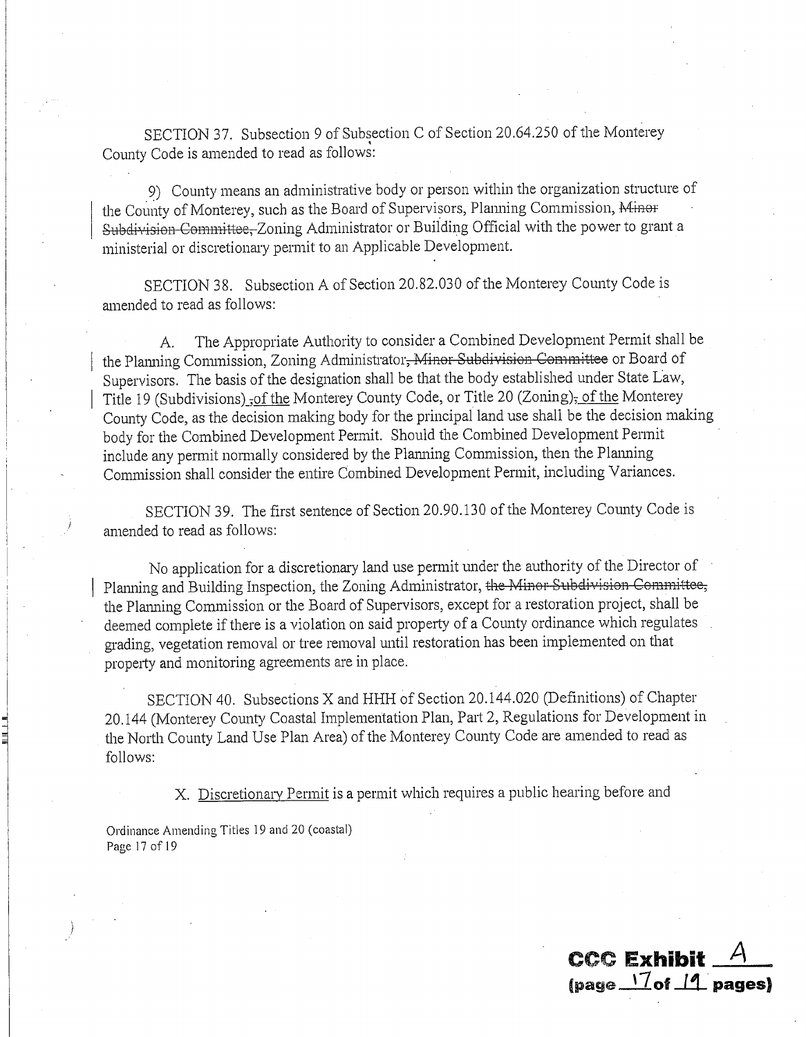SECTION 37. Subsection 9 of Subsection C of Section 20.64.250 of the Monterey County Code is amended to read as follows:

9) County means an administrative body or person within the organization structure of the County of Monterey, such as the Board of Supervisors, Planning Commission, ~~Minor Subdivision Committee,~~ Zoning Administrator or Building Official with the power to grant a ministerial or discretionary permit to an Applicable Development.

SECTION 38. Subsection A of Section 20.82.030 of the Monterey County Code is amended to read as follows:

A. The Appropriate Authority to consider a Combined Development Permit shall be the Planning Commission, Zoning Administrator~~, Minor Subdivision Committee~~ or Board of Supervisors. The basis of the designation shall be that the body established under State Law, Title 19 (Subdivisions)~~,~~ of the Monterey County Code, or Title 20 (Zoning)~~,~~ of the Monterey County Code, as the decision making body for the principal land use shall be the decision making body for the Combined Development Permit. Should the Combined Development Permit include any permit normally considered by the Planning Commission, then the Planning Commission shall consider the entire Combined Development Permit, including Variances.

SECTION 39. The first sentence of Section 20.90.130 of the Monterey County Code is amended to read as follows:

No application for a discretionary land use permit under the authority of the Director of Planning and Building Inspection, the Zoning Administrator, ~~the Minor Subdivision Committee,~~ the Planning Commission or the Board of Supervisors, except for a restoration project, shall be deemed complete if there is a violation on said property of a County ordinance which regulates grading, vegetation removal or tree removal until restoration has been implemented on that property and monitoring agreements are in place.

SECTION 40. Subsections X and HHH of Section 20.144.020 (Definitions) of Chapter 20.144 (Monterey County Coastal Implementation Plan, Part 2, Regulations for Development in the North County Land Use Plan Area) of the Monterey County Code are amended to read as follows:

X. Discretionary Permit is a permit which requires a public hearing before and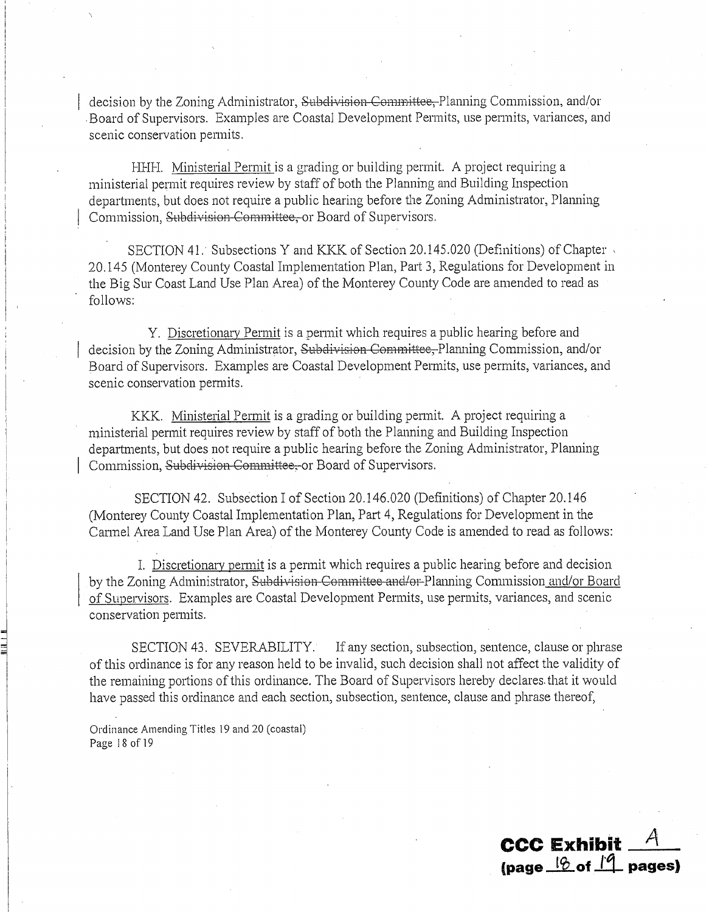decision by the Zoning Administrator, ~~Subdivision Committee,~~ Planning Commission, and/or Board of Supervisors. Examples are Coastal Development Permits, use permits, variances, and scenic conservation permits.

HHH. <u>Ministerial Permit</u> is a grading or building permit. A project requiring a ministerial permit requires review by staff of both the Planning and Building Inspection departments, but does not require a public hearing before the Zoning Administrator, Planning Commission, ~~Subdivision Committee,~~ or Board of Supervisors.

SECTION 41. Subsections Y and KKK of Section 20.145.020 (Definitions) of Chapter 20.145 (Monterey County Coastal Implementation Plan, Part 3, Regulations for Development in the Big Sur Coast Land Use Plan Area) of the Monterey County Code are amended to read as follows:

Y. <u>Discretionary Permit</u> is a permit which requires a public hearing before and decision by the Zoning Administrator, ~~Subdivision Committee,~~ Planning Commission, and/or Board of Supervisors. Examples are Coastal Development Permits, use permits, variances, and scenic conservation permits.

KKK. <u>Ministerial Permit</u> is a grading or building permit. A project requiring a ministerial permit requires review by staff of both the Planning and Building Inspection departments, but does not require a public hearing before the Zoning Administrator, Planning Commission, ~~Subdivision Committee,~~ or Board of Supervisors.

SECTION 42. Subsection I of Section 20.146.020 (Definitions) of Chapter 20.146 (Monterey County Coastal Implementation Plan, Part 4, Regulations for Development in the Carmel Area Land Use Plan Area) of the Monterey County Code is amended to read as follows:

I. <u>Discretionary permit</u> is a permit which requires a public hearing before and decision by the Zoning Administrator, ~~Subdivision Committee and/or~~ Planning Commission <u>and/or Board of Supervisors</u>. Examples are Coastal Development Permits, use permits, variances, and scenic conservation permits.

SECTION 43. SEVERABILITY. If any section, subsection, sentence, clause or phrase of this ordinance is for any reason held to be invalid, such decision shall not affect the validity of the remaining portions of this ordinance. The Board of Supervisors hereby declares that it would have passed this ordinance and each section, subsection, sentence, clause and phrase thereof,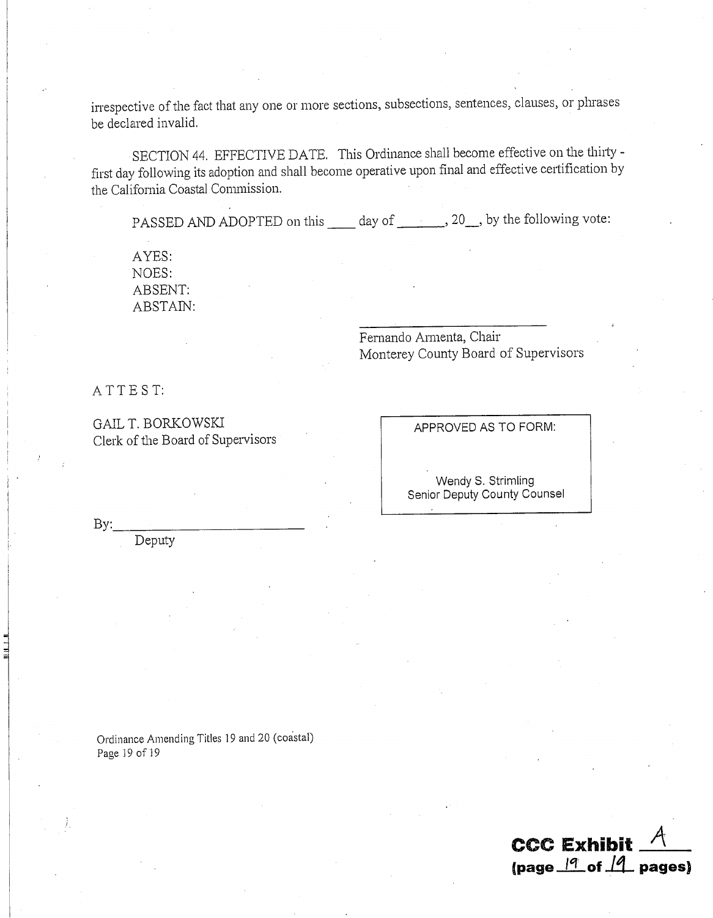irrespective of the fact that any one or more sections, subsections, sentences, clauses, or phrases be declared invalid.

SECTION 44. EFFECTIVE DATE. This Ordinance shall become effective on the thirty - first day following its adoption and shall become operative upon final and effective certification by the California Coastal Commission.

PASSED AND ADOPTED on this ____ day of _______, 20__, by the following vote:

AYES:
NOES:
ABSENT:
ABSTAIN:

___________________________
Fernando Armenta, Chair
Monterey County Board of Supervisors

ATTEST:

GAIL T. BORKOWSKI
Clerk of the Board of Supervisors

By:___________________________
Deputy

APPROVED AS TO FORM:

Wendy S. Strimling
Senior Deputy County Counsel

CCC Exhibit A
(page 19 of 19 pages)